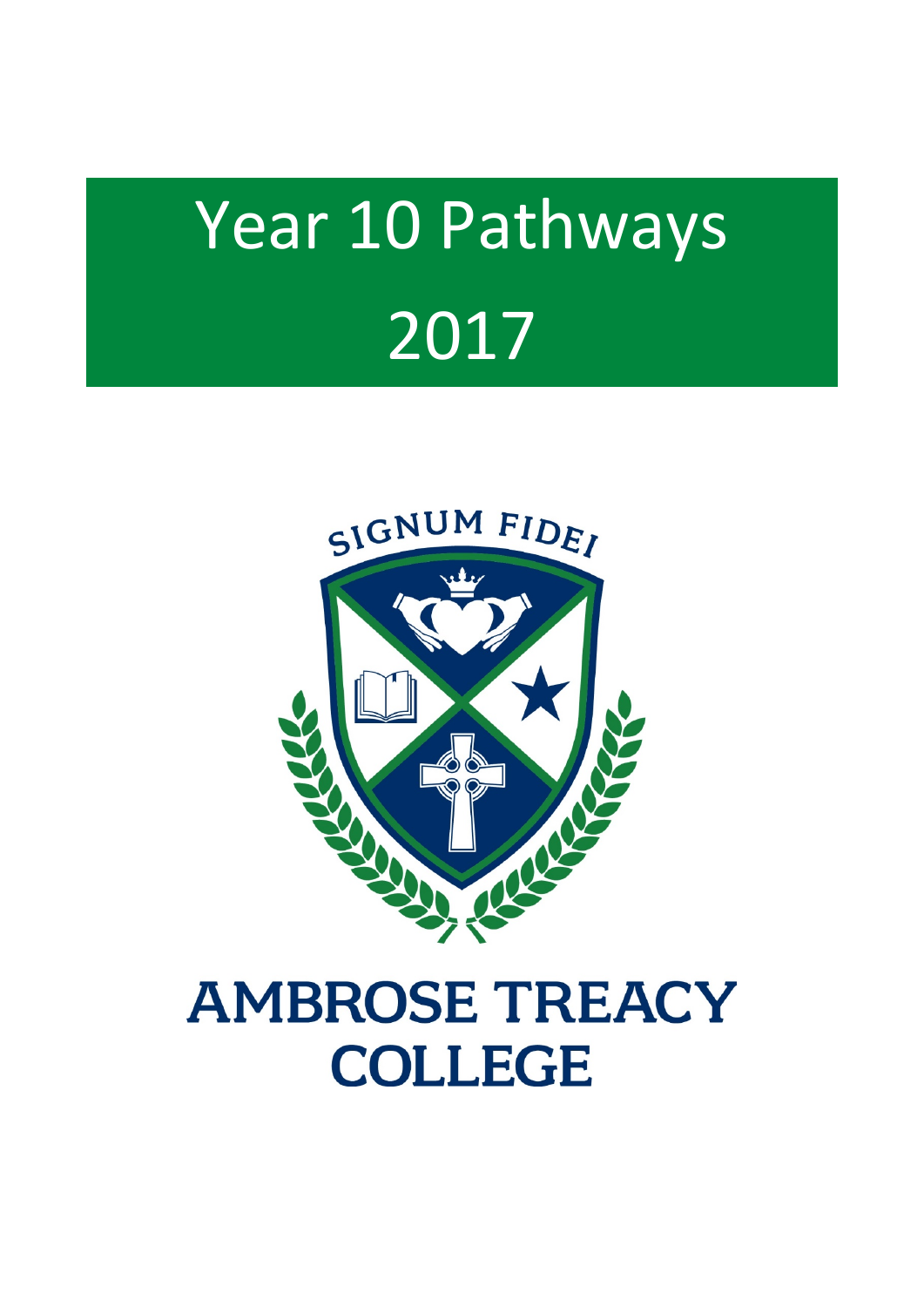# Year 10 Pathways 2017

SIGNUM FIDEI

AMBROSE TREACY COLLEGE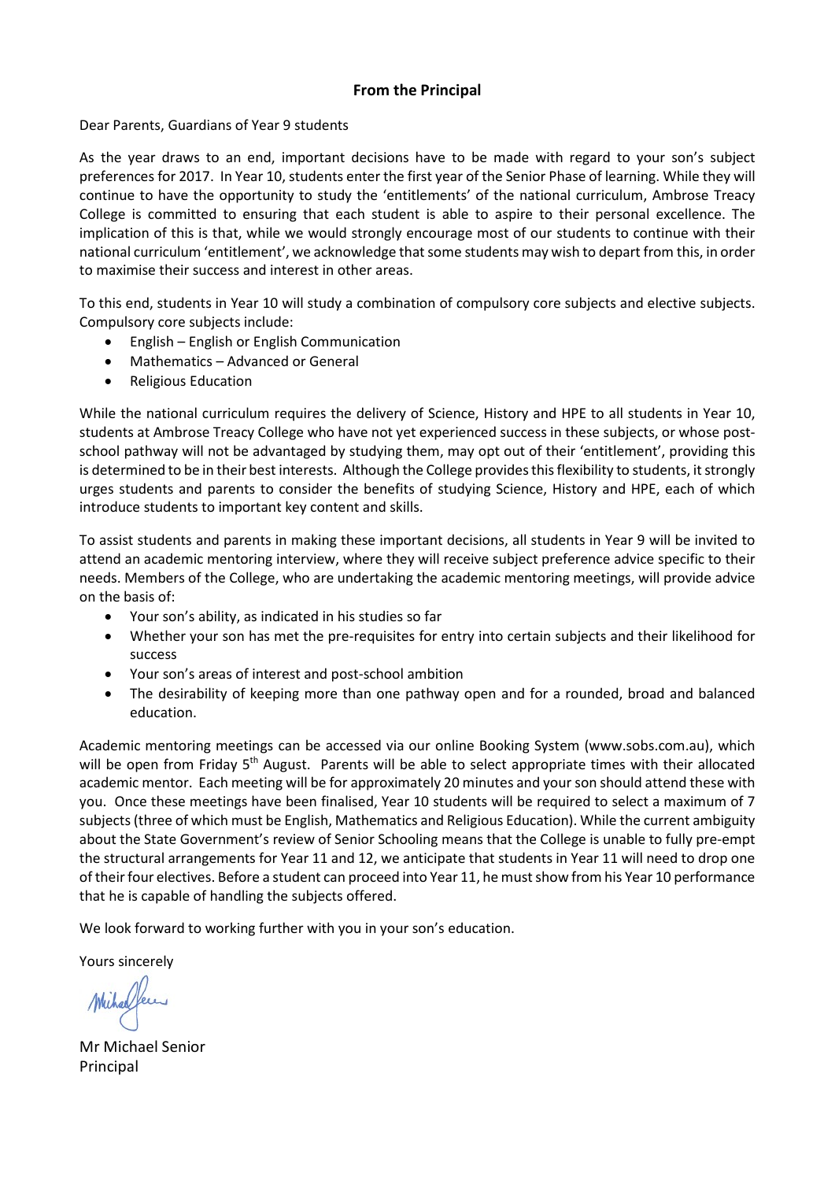## From the Principal

Dear Parents, Guardians of Year 9 students

As the year draws to an end, important decisions have to be made with regard to your son's subject preferences for 2017. In Year 10, students enter the first year of the Senior Phase of learning. While they will continue to have the opportunity to study the 'entitlements' of the national curriculum, Ambrose Treacy College is committed to ensuring that each student is able to aspire to their personal excellence. The implication of this is that, while we would strongly encourage most of our students to continue with their national curriculum 'entitlement', we acknowledge that some students may wish to depart from this, in order to maximise their success and interest in other areas.

To this end, students in Year 10 will study a combination of compulsory core subjects and elective subjects. Compulsory core subjects include:

- English – English or English Communication
- Mathematics – Advanced or General
- Religious Education

While the national curriculum requires the delivery of Science, History and HPE to all students in Year 10, students at Ambrose Treacy College who have not yet experienced success in these subjects, or whose post-school pathway will not be advantaged by studying them, may opt out of their 'entitlement', providing this is determined to be in their best interests. Although the College provides this flexibility to students, it strongly urges students and parents to consider the benefits of studying Science, History and HPE, each of which introduce students to important key content and skills.

To assist students and parents in making these important decisions, all students in Year 9 will be invited to attend an academic mentoring interview, where they will receive subject preference advice specific to their needs. Members of the College, who are undertaking the academic mentoring meetings, will provide advice on the basis of:

- Your son's ability, as indicated in his studies so far
- Whether your son has met the pre-requisites for entry into certain subjects and their likelihood for success
- Your son's areas of interest and post-school ambition
- The desirability of keeping more than one pathway open and for a rounded, broad and balanced education.

Academic mentoring meetings can be accessed via our online Booking System (www.sobs.com.au), which will be open from Friday 5th August. Parents will be able to select appropriate times with their allocated academic mentor. Each meeting will be for approximately 20 minutes and your son should attend these with you. Once these meetings have been finalised, Year 10 students will be required to select a maximum of 7 subjects (three of which must be English, Mathematics and Religious Education). While the current ambiguity about the State Government's review of Senior Schooling means that the College is unable to fully pre-empt the structural arrangements for Year 11 and 12, we anticipate that students in Year 11 will need to drop one of their four electives. Before a student can proceed into Year 11, he must show from his Year 10 performance that he is capable of handling the subjects offered.

We look forward to working further with you in your son's education.

Yours sincerely

Mr Michael Senior
Principal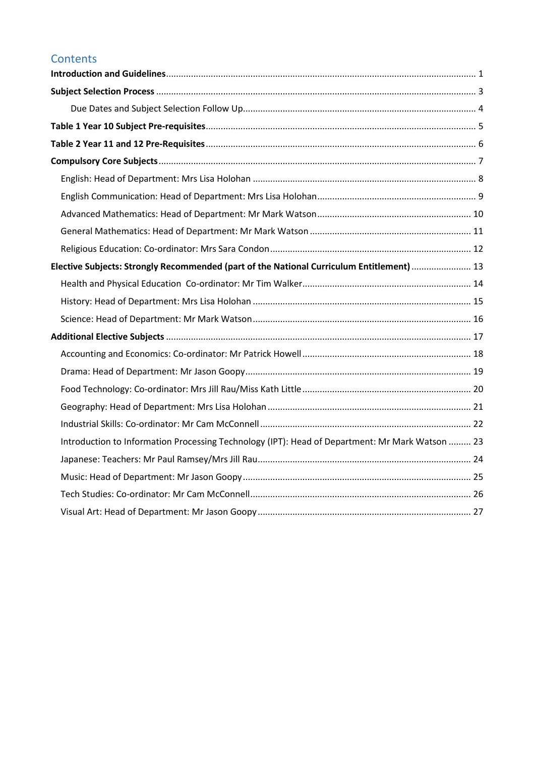## Contents

**Introduction and Guidelines** ........ 1

**Subject Selection Process** ........ 3

- Due Dates and Subject Selection Follow Up ........ 4

**Table 1 Year 10 Subject Pre-requisites** ........ 5

**Table 2 Year 11 and 12 Pre-Requisites** ........ 6

**Compulsory Core Subjects** ........ 7

- English: Head of Department: Mrs Lisa Holohan ........ 8
- English Communication: Head of Department: Mrs Lisa Holohan ........ 9
- Advanced Mathematics: Head of Department: Mr Mark Watson ........ 10
- General Mathematics: Head of Department: Mr Mark Watson ........ 11
- Religious Education: Co-ordinator: Mrs Sara Condon ........ 12

**Elective Subjects: Strongly Recommended (part of the National Curriculum Entitlement)** ........ 13

- Health and Physical Education Co-ordinator: Mr Tim Walker ........ 14
- History: Head of Department: Mrs Lisa Holohan ........ 15
- Science: Head of Department: Mr Mark Watson ........ 16

**Additional Elective Subjects** ........ 17

- Accounting and Economics: Co-ordinator: Mr Patrick Howell ........ 18
- Drama: Head of Department: Mr Jason Goopy ........ 19
- Food Technology: Co-ordinator: Mrs Jill Rau/Miss Kath Little ........ 20
- Geography: Head of Department: Mrs Lisa Holohan ........ 21
- Industrial Skills: Co-ordinator: Mr Cam McConnell ........ 22
- Introduction to Information Processing Technology (IPT): Head of Department: Mr Mark Watson ........ 23
- Japanese: Teachers: Mr Paul Ramsey/Mrs Jill Rau ........ 24
- Music: Head of Department: Mr Jason Goopy ........ 25
- Tech Studies: Co-ordinator: Mr Cam McConnell ........ 26
- Visual Art: Head of Department: Mr Jason Goopy ........ 27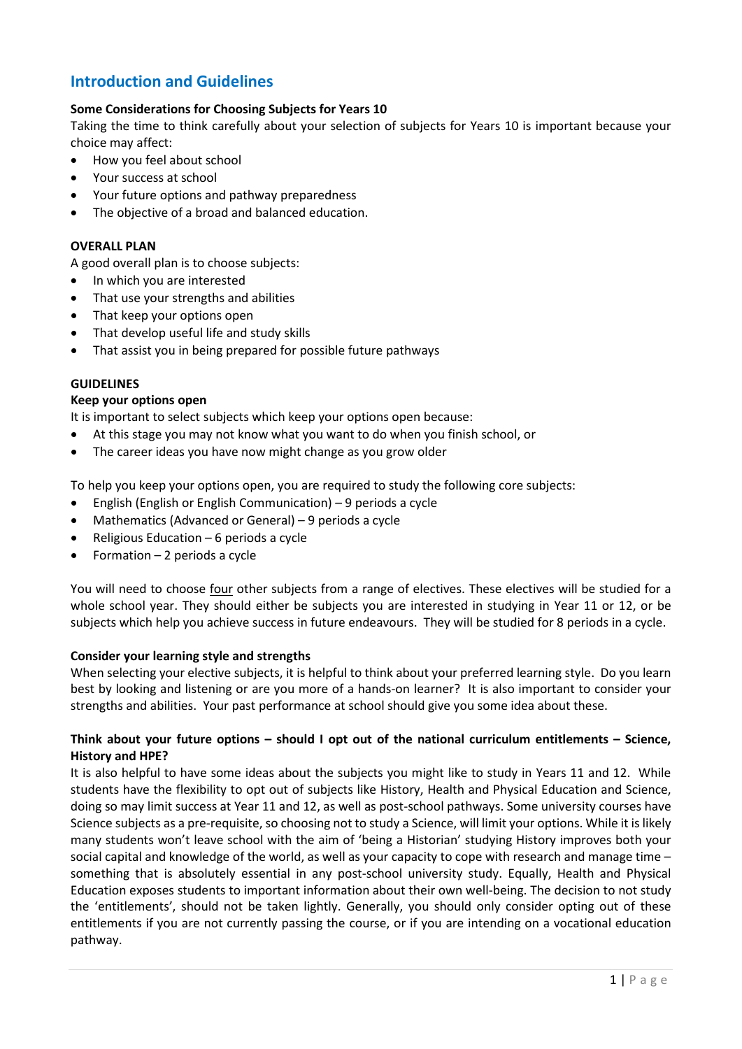## Introduction and Guidelines

**Some Considerations for Choosing Subjects for Years 10**

Taking the time to think carefully about your selection of subjects for Years 10 is important because your choice may affect:

- How you feel about school
- Your success at school
- Your future options and pathway preparedness
- The objective of a broad and balanced education.

**OVERALL PLAN**

A good overall plan is to choose subjects:

- In which you are interested
- That use your strengths and abilities
- That keep your options open
- That develop useful life and study skills
- That assist you in being prepared for possible future pathways

**GUIDELINES**

**Keep your options open**

It is important to select subjects which keep your options open because:

- At this stage you may not know what you want to do when you finish school, or
- The career ideas you have now might change as you grow older

To help you keep your options open, you are required to study the following core subjects:

- English (English or English Communication) – 9 periods a cycle
- Mathematics (Advanced or General) – 9 periods a cycle
- Religious Education – 6 periods a cycle
- Formation – 2 periods a cycle

You will need to choose four other subjects from a range of electives. These electives will be studied for a whole school year. They should either be subjects you are interested in studying in Year 11 or 12, or be subjects which help you achieve success in future endeavours. They will be studied for 8 periods in a cycle.

**Consider your learning style and strengths**

When selecting your elective subjects, it is helpful to think about your preferred learning style. Do you learn best by looking and listening or are you more of a hands-on learner? It is also important to consider your strengths and abilities. Your past performance at school should give you some idea about these.

**Think about your future options – should I opt out of the national curriculum entitlements – Science, History and HPE?**

It is also helpful to have some ideas about the subjects you might like to study in Years 11 and 12. While students have the flexibility to opt out of subjects like History, Health and Physical Education and Science, doing so may limit success at Year 11 and 12, as well as post-school pathways. Some university courses have Science subjects as a pre-requisite, so choosing not to study a Science, will limit your options. While it is likely many students won't leave school with the aim of 'being a Historian' studying History improves both your social capital and knowledge of the world, as well as your capacity to cope with research and manage time – something that is absolutely essential in any post-school university study. Equally, Health and Physical Education exposes students to important information about their own well-being. The decision to not study the 'entitlements', should not be taken lightly. Generally, you should only consider opting out of these entitlements if you are not currently passing the course, or if you are intending on a vocational education pathway.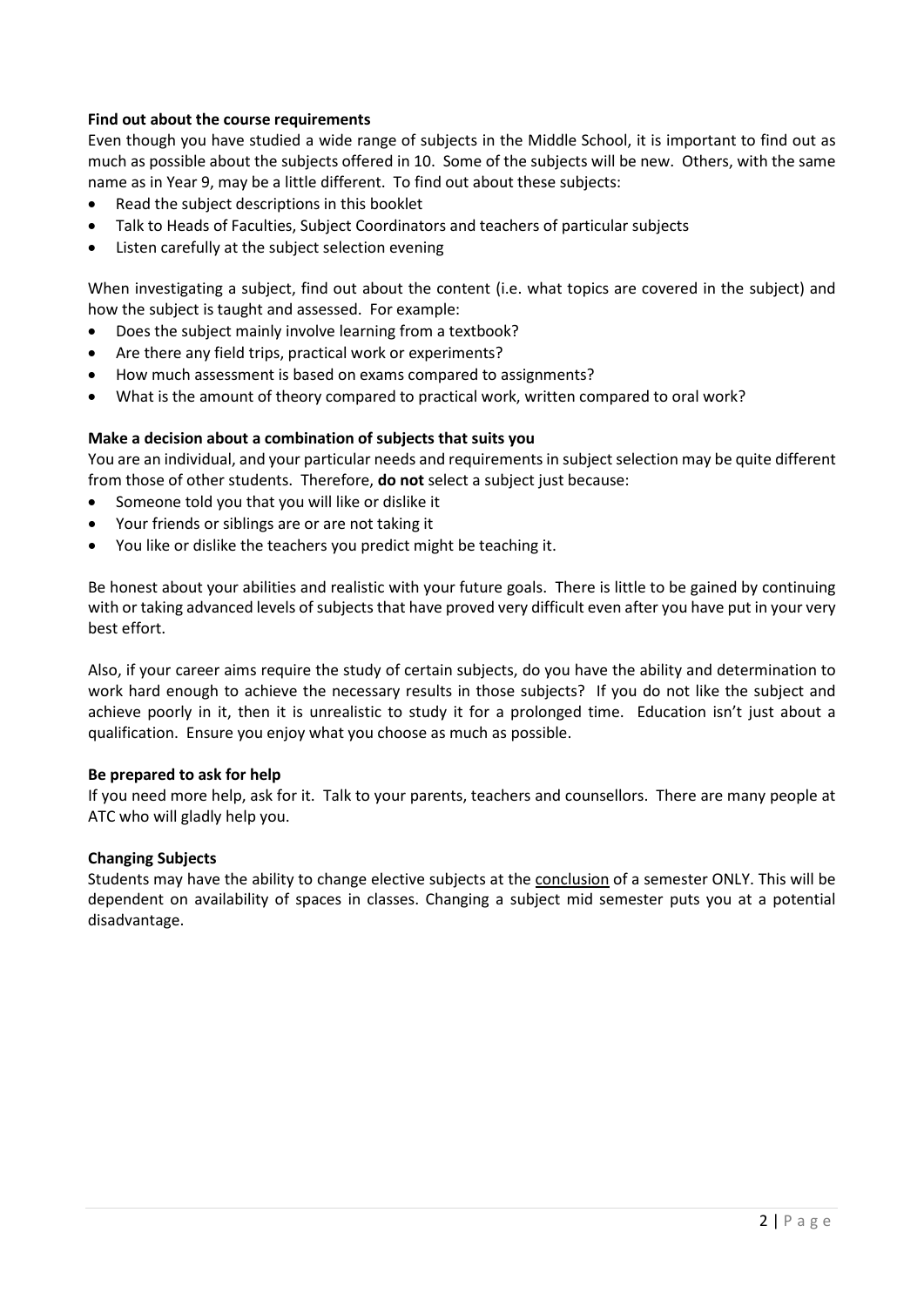**Find out about the course requirements**

Even though you have studied a wide range of subjects in the Middle School, it is important to find out as much as possible about the subjects offered in 10. Some of the subjects will be new. Others, with the same name as in Year 9, may be a little different. To find out about these subjects:

- Read the subject descriptions in this booklet
- Talk to Heads of Faculties, Subject Coordinators and teachers of particular subjects
- Listen carefully at the subject selection evening

When investigating a subject, find out about the content (i.e. what topics are covered in the subject) and how the subject is taught and assessed. For example:

- Does the subject mainly involve learning from a textbook?
- Are there any field trips, practical work or experiments?
- How much assessment is based on exams compared to assignments?
- What is the amount of theory compared to practical work, written compared to oral work?

**Make a decision about a combination of subjects that suits you**

You are an individual, and your particular needs and requirements in subject selection may be quite different from those of other students. Therefore, **do not** select a subject just because:

- Someone told you that you will like or dislike it
- Your friends or siblings are or are not taking it
- You like or dislike the teachers you predict might be teaching it.

Be honest about your abilities and realistic with your future goals. There is little to be gained by continuing with or taking advanced levels of subjects that have proved very difficult even after you have put in your very best effort.

Also, if your career aims require the study of certain subjects, do you have the ability and determination to work hard enough to achieve the necessary results in those subjects? If you do not like the subject and achieve poorly in it, then it is unrealistic to study it for a prolonged time. Education isn't just about a qualification. Ensure you enjoy what you choose as much as possible.

**Be prepared to ask for help**

If you need more help, ask for it. Talk to your parents, teachers and counsellors. There are many people at ATC who will gladly help you.

**Changing Subjects**

Students may have the ability to change elective subjects at the conclusion of a semester ONLY. This will be dependent on availability of spaces in classes. Changing a subject mid semester puts you at a potential disadvantage.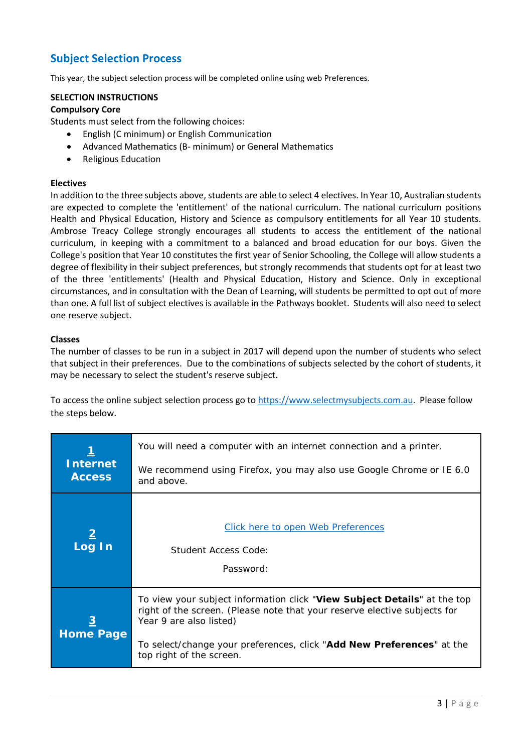## Subject Selection Process

This year, the subject selection process will be completed online using web Preferences.

**SELECTION INSTRUCTIONS**

**Compulsory Core**

Students must select from the following choices:

- English (C minimum) or English Communication
- Advanced Mathematics (B- minimum) or General Mathematics
- Religious Education

**Electives**

In addition to the three subjects above, students are able to select 4 electives. In Year 10, Australian students are expected to complete the 'entitlement' of the national curriculum. The national curriculum positions Health and Physical Education, History and Science as compulsory entitlements for all Year 10 students. Ambrose Treacy College strongly encourages all students to access the entitlement of the national curriculum, in keeping with a commitment to a balanced and broad education for our boys. Given the College's position that Year 10 constitutes the first year of Senior Schooling, the College will allow students a degree of flexibility in their subject preferences, but strongly recommends that students opt for at least two of the three 'entitlements' (Health and Physical Education, History and Science. Only in exceptional circumstances, and in consultation with the Dean of Learning, will students be permitted to opt out of more than one. A full list of subject electives is available in the Pathways booklet. Students will also need to select one reserve subject.

**Classes**

The number of classes to be run in a subject in 2017 will depend upon the number of students who select that subject in their preferences. Due to the combinations of subjects selected by the cohort of students, it may be necessary to select the student's reserve subject.

To access the online subject selection process go to https://www.selectmysubjects.com.au. Please follow the steps below.

| Step | Instructions |
|---|---|
| **1 Internet Access** | You will need a computer with an internet connection and a printer.<br><br>We recommend using Firefox, you may also use Google Chrome or IE 6.0 and above. |
| **2 Log In** | Click here to open Web Preferences<br><br>Student Access Code:<br><br>Password: |
| **3 Home Page** | To view your subject information click "**View Subject Details**" at the top right of the screen. (Please note that your reserve elective subjects for Year 9 are also listed)<br><br>To select/change your preferences, click "**Add New Preferences**" at the top right of the screen. |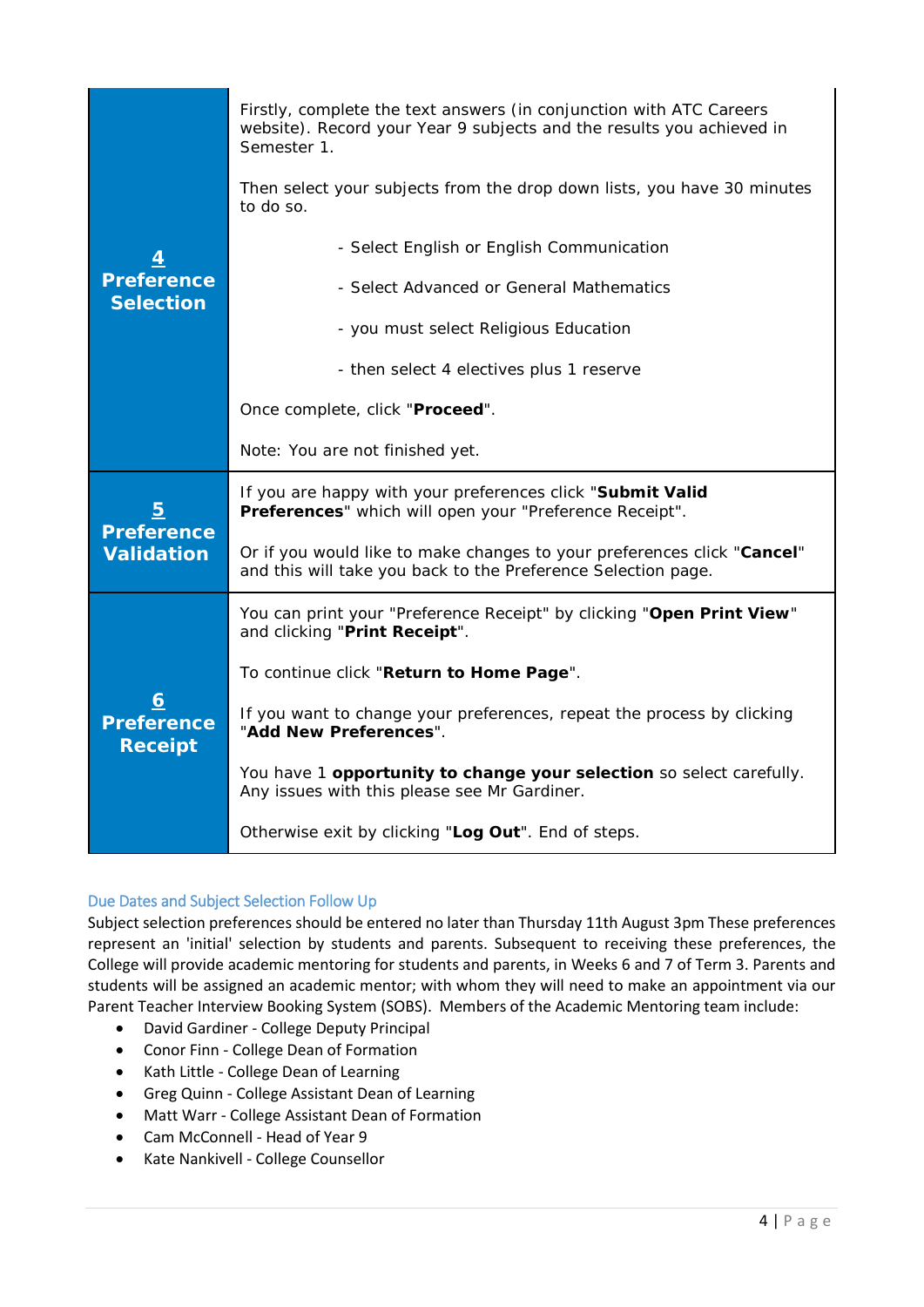| | |
|---|---|
| **4 Preference Selection** | Firstly, complete the text answers (in conjunction with ATC Careers website). Record your Year 9 subjects and the results you achieved in Semester 1.<br><br>Then select your subjects from the drop down lists, you have 30 minutes to do so.<br><br>- Select English or English Communication<br>- Select Advanced or General Mathematics<br>- you must select Religious Education<br>- then select 4 electives plus 1 reserve<br><br>Once complete, click "**Proceed**".<br><br>Note: You are not finished yet. |
| **5 Preference Validation** | If you are happy with your preferences click "**Submit Valid Preferences**" which will open your "Preference Receipt".<br><br>Or if you would like to make changes to your preferences click "**Cancel**" and this will take you back to the Preference Selection page. |
| **6 Preference Receipt** | You can print your "Preference Receipt" by clicking "**Open Print View**" and clicking "**Print Receipt**".<br><br>To continue click "**Return to Home Page**".<br><br>If you want to change your preferences, repeat the process by clicking "**Add New Preferences**".<br><br>You have 1 **opportunity to change your selection** so select carefully. Any issues with this please see Mr Gardiner.<br><br>Otherwise exit by clicking "**Log Out**". End of steps. |

## Due Dates and Subject Selection Follow Up

Subject selection preferences should be entered no later than Thursday 11th August 3pm These preferences represent an 'initial' selection by students and parents. Subsequent to receiving these preferences, the College will provide academic mentoring for students and parents, in Weeks 6 and 7 of Term 3. Parents and students will be assigned an academic mentor; with whom they will need to make an appointment via our Parent Teacher Interview Booking System (SOBS). Members of the Academic Mentoring team include:

- David Gardiner - College Deputy Principal
- Conor Finn - College Dean of Formation
- Kath Little - College Dean of Learning
- Greg Quinn - College Assistant Dean of Learning
- Matt Warr - College Assistant Dean of Formation
- Cam McConnell - Head of Year 9
- Kate Nankivell - College Counsellor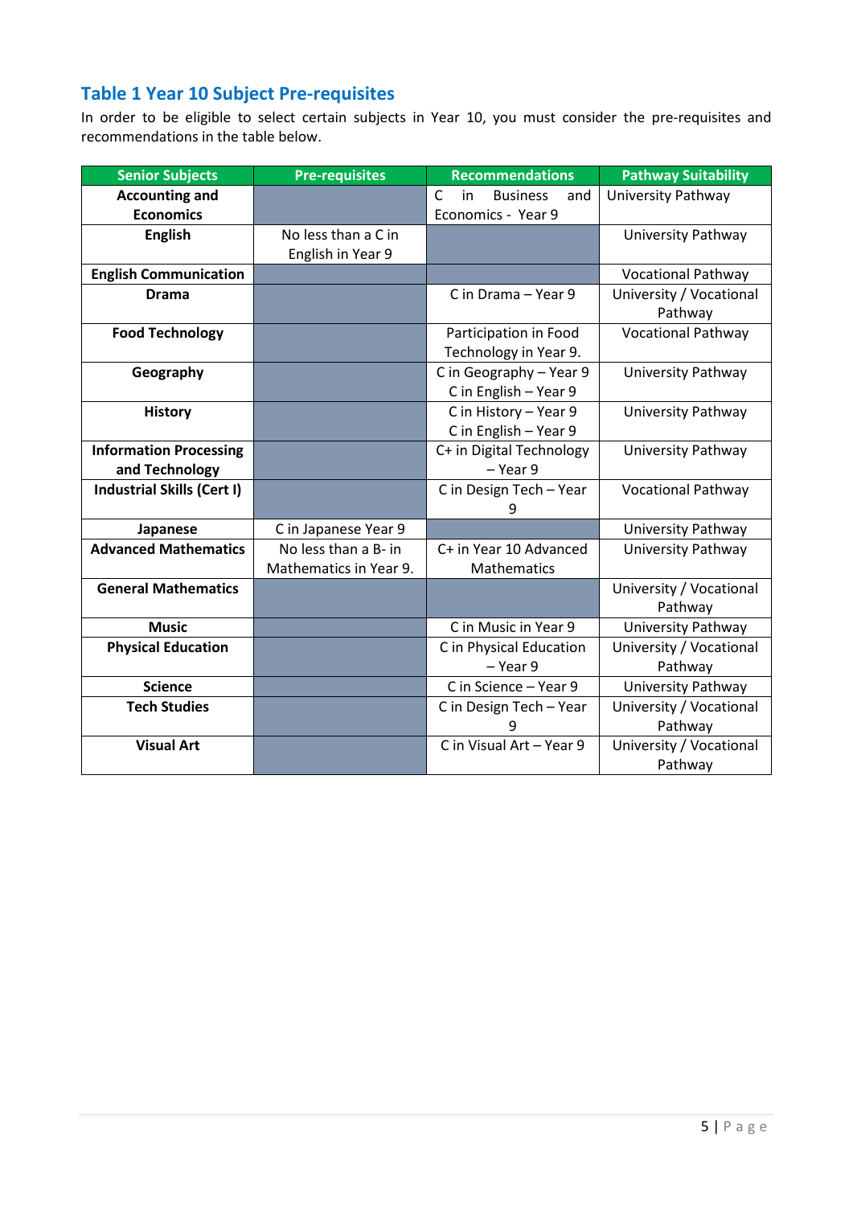## Table 1 Year 10 Subject Pre-requisites

In order to be eligible to select certain subjects in Year 10, you must consider the pre-requisites and recommendations in the table below.

| Senior Subjects | Pre-requisites | Recommendations | Pathway Suitability |
|---|---|---|---|
| **Accounting and Economics** | | C in Business and Economics - Year 9 | University Pathway |
| **English** | No less than a C in English in Year 9 | | University Pathway |
| **English Communication** | | | Vocational Pathway |
| **Drama** | | C in Drama – Year 9 | University / Vocational Pathway |
| **Food Technology** | | Participation in Food Technology in Year 9. | Vocational Pathway |
| **Geography** | | C in Geography – Year 9<br>C in English – Year 9 | University Pathway |
| **History** | | C in History – Year 9<br>C in English – Year 9 | University Pathway |
| **Information Processing and Technology** | | C+ in Digital Technology – Year 9 | University Pathway |
| **Industrial Skills (Cert I)** | | C in Design Tech – Year 9 | Vocational Pathway |
| **Japanese** | C in Japanese Year 9 | | University Pathway |
| **Advanced Mathematics** | No less than a B- in Mathematics in Year 9. | C+ in Year 10 Advanced Mathematics | University Pathway |
| **General Mathematics** | | | University / Vocational Pathway |
| **Music** | | C in Music in Year 9 | University Pathway |
| **Physical Education** | | C in Physical Education – Year 9 | University / Vocational Pathway |
| **Science** | | C in Science – Year 9 | University Pathway |
| **Tech Studies** | | C in Design Tech – Year 9 | University / Vocational Pathway |
| **Visual Art** | | C in Visual Art – Year 9 | University / Vocational Pathway |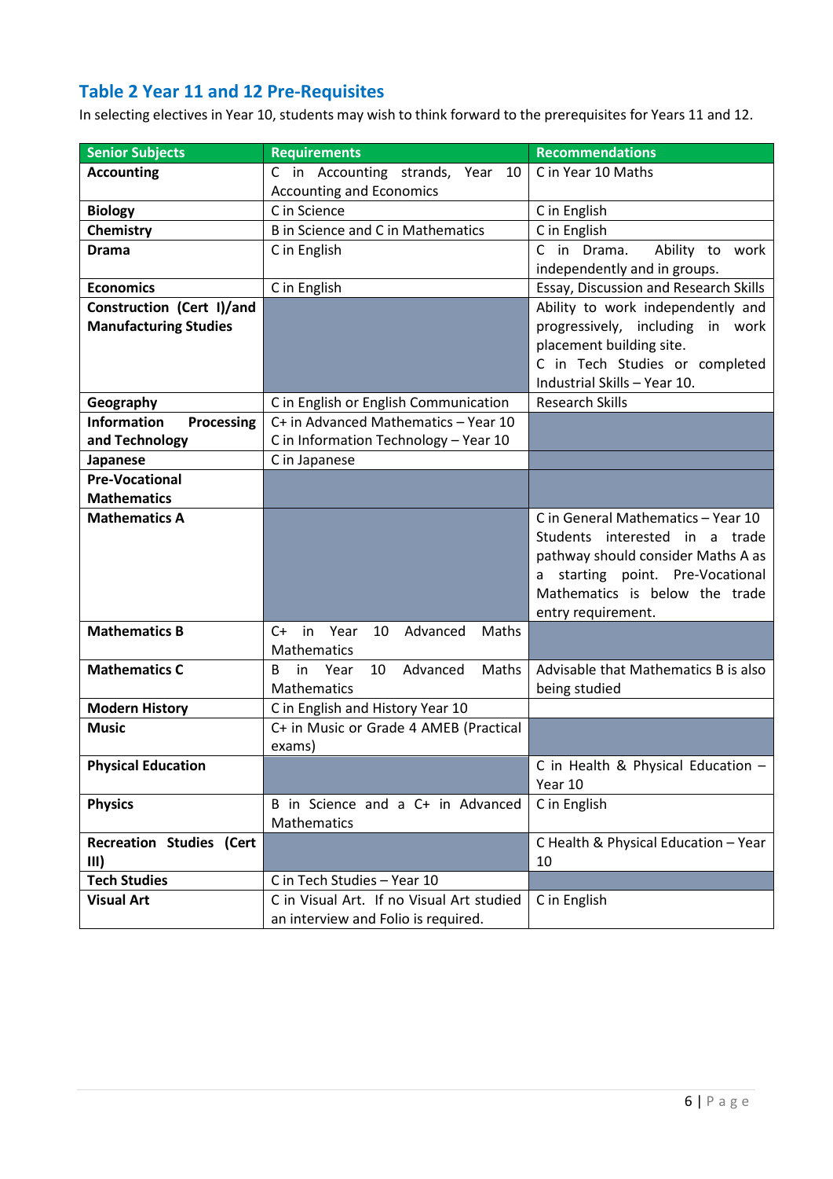## Table 2 Year 11 and 12 Pre-Requisites

In selecting electives in Year 10, students may wish to think forward to the prerequisites for Years 11 and 12.

| Senior Subjects | Requirements | Recommendations |
|---|---|---|
| **Accounting** | C in Accounting strands, Year 10 Accounting and Economics | C in Year 10 Maths |
| **Biology** | C in Science | C in English |
| **Chemistry** | B in Science and C in Mathematics | C in English |
| **Drama** | C in English | C in Drama. Ability to work independently and in groups. |
| **Economics** | C in English | Essay, Discussion and Research Skills |
| **Construction (Cert I)/and Manufacturing Studies** | | Ability to work independently and progressively, including in work placement building site. C in Tech Studies or completed Industrial Skills – Year 10. |
| **Geography** | C in English or English Communication | Research Skills |
| **Information Processing and Technology** | C+ in Advanced Mathematics – Year 10 C in Information Technology – Year 10 | |
| **Japanese** | C in Japanese | |
| **Pre-Vocational Mathematics** | | |
| **Mathematics A** | | C in General Mathematics – Year 10 Students interested in a trade pathway should consider Maths A as a starting point. Pre-Vocational Mathematics is below the trade entry requirement. |
| **Mathematics B** | C+ in Year 10 Advanced Maths Mathematics | |
| **Mathematics C** | B in Year 10 Advanced Maths Mathematics | Advisable that Mathematics B is also being studied |
| **Modern History** | C in English and History Year 10 | |
| **Music** | C+ in Music or Grade 4 AMEB (Practical exams) | |
| **Physical Education** | | C in Health & Physical Education – Year 10 |
| **Physics** | B in Science and a C+ in Advanced Mathematics | C in English |
| **Recreation Studies (Cert III)** | | C Health & Physical Education – Year 10 |
| **Tech Studies** | C in Tech Studies – Year 10 | |
| **Visual Art** | C in Visual Art. If no Visual Art studied an interview and Folio is required. | C in English |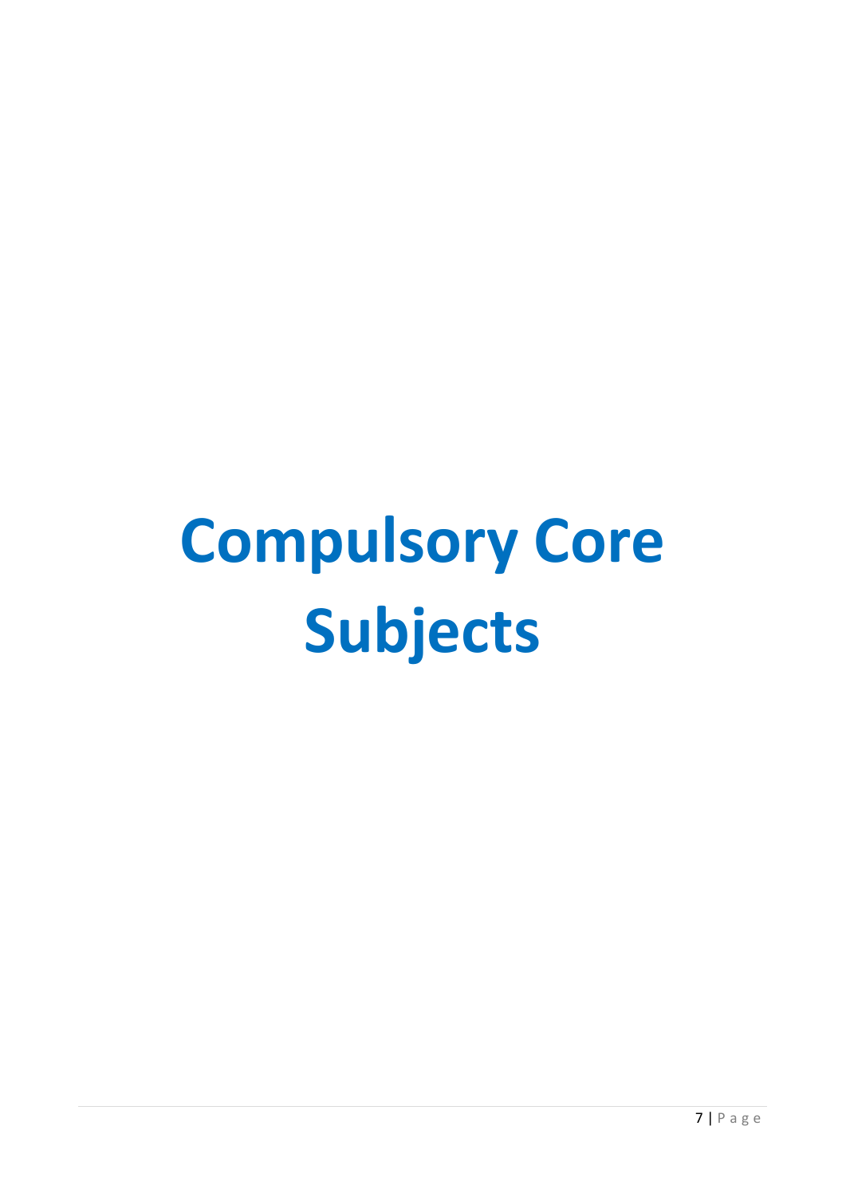# Compulsory Core Subjects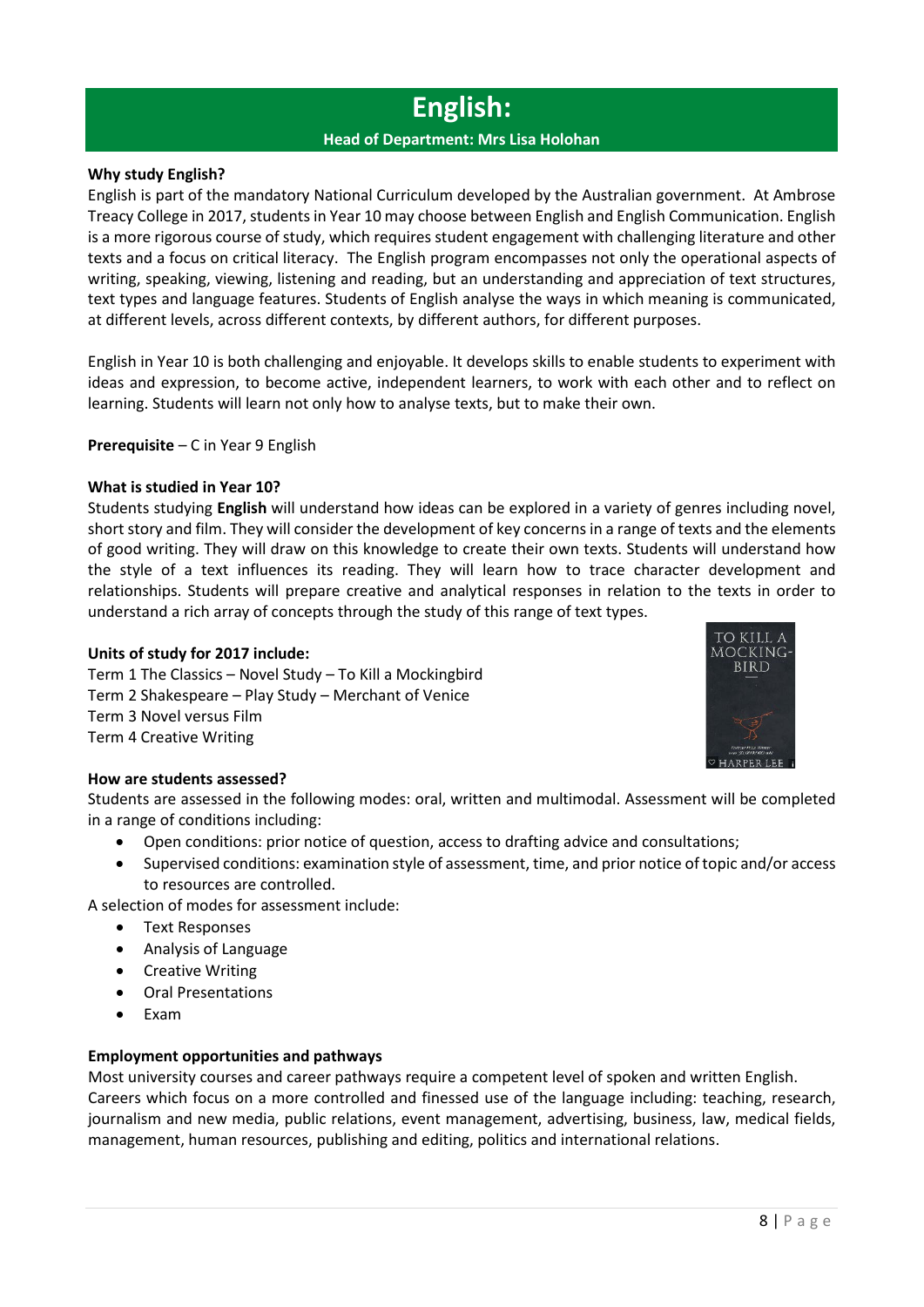# English:

**Head of Department: Mrs Lisa Holohan**

**Why study English?**

English is part of the mandatory National Curriculum developed by the Australian government. At Ambrose Treacy College in 2017, students in Year 10 may choose between English and English Communication. English is a more rigorous course of study, which requires student engagement with challenging literature and other texts and a focus on critical literacy. The English program encompasses not only the operational aspects of writing, speaking, viewing, listening and reading, but an understanding and appreciation of text structures, text types and language features. Students of English analyse the ways in which meaning is communicated, at different levels, across different contexts, by different authors, for different purposes.

English in Year 10 is both challenging and enjoyable. It develops skills to enable students to experiment with ideas and expression, to become active, independent learners, to work with each other and to reflect on learning. Students will learn not only how to analyse texts, but to make their own.

**Prerequisite** – C in Year 9 English

**What is studied in Year 10?**

Students studying **English** will understand how ideas can be explored in a variety of genres including novel, short story and film. They will consider the development of key concerns in a range of texts and the elements of good writing. They will draw on this knowledge to create their own texts. Students will understand how the style of a text influences its reading. They will learn how to trace character development and relationships. Students will prepare creative and analytical responses in relation to the texts in order to understand a rich array of concepts through the study of this range of text types.

**Units of study for 2017 include:**

Term 1 The Classics – Novel Study – To Kill a Mockingbird
Term 2 Shakespeare – Play Study – Merchant of Venice
Term 3 Novel versus Film
Term 4 Creative Writing

**How are students assessed?**

Students are assessed in the following modes: oral, written and multimodal. Assessment will be completed in a range of conditions including:

- Open conditions: prior notice of question, access to drafting advice and consultations;
- Supervised conditions: examination style of assessment, time, and prior notice of topic and/or access to resources are controlled.

A selection of modes for assessment include:

- Text Responses
- Analysis of Language
- Creative Writing
- Oral Presentations
- Exam

**Employment opportunities and pathways**

Most university courses and career pathways require a competent level of spoken and written English. Careers which focus on a more controlled and finessed use of the language including: teaching, research, journalism and new media, public relations, event management, advertising, business, law, medical fields, management, human resources, publishing and editing, politics and international relations.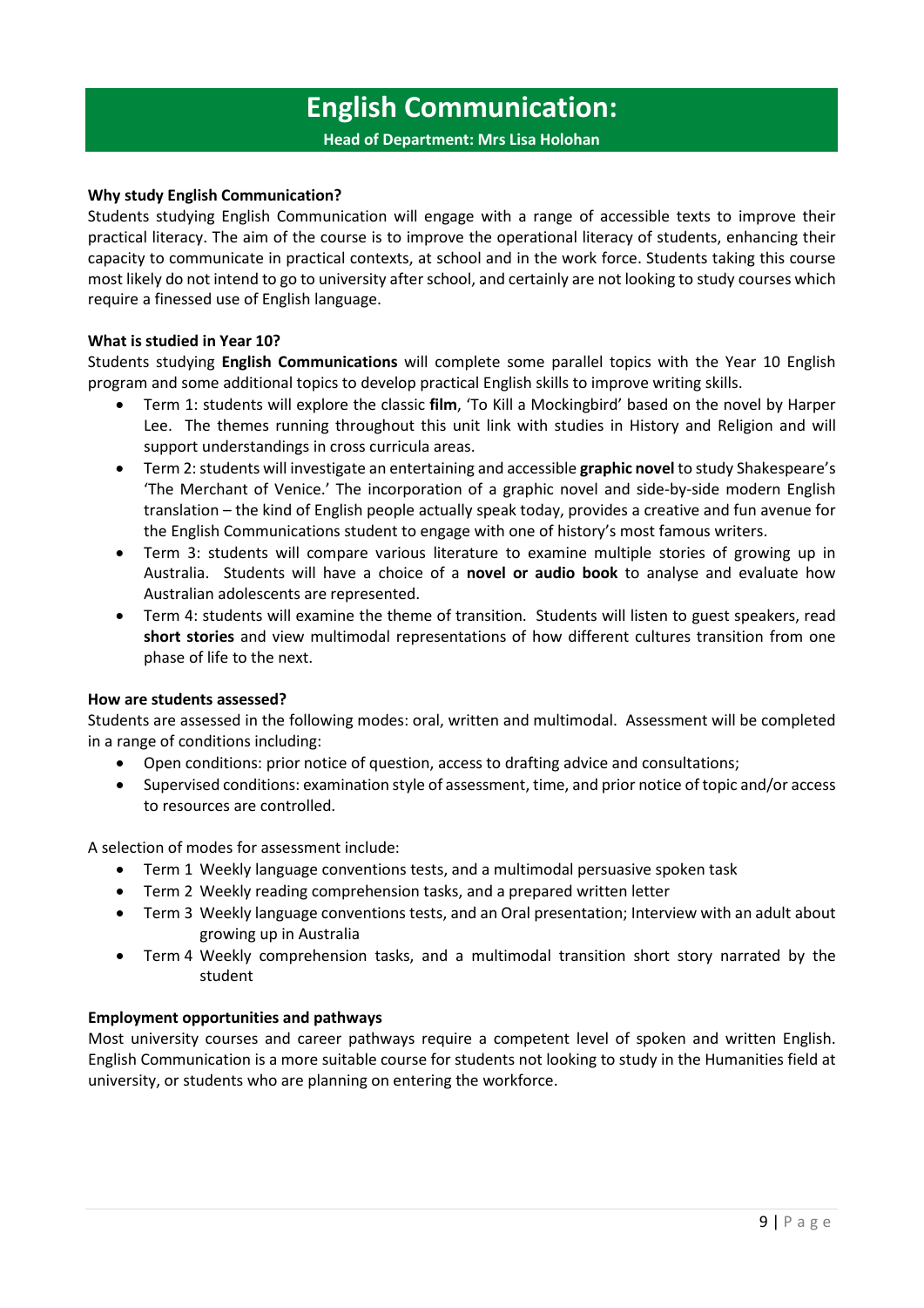# English Communication:

**Head of Department: Mrs Lisa Holohan**

**Why study English Communication?**

Students studying English Communication will engage with a range of accessible texts to improve their practical literacy. The aim of the course is to improve the operational literacy of students, enhancing their capacity to communicate in practical contexts, at school and in the work force. Students taking this course most likely do not intend to go to university after school, and certainly are not looking to study courses which require a finessed use of English language.

**What is studied in Year 10?**

Students studying **English Communications** will complete some parallel topics with the Year 10 English program and some additional topics to develop practical English skills to improve writing skills.

- Term 1: students will explore the classic **film**, 'To Kill a Mockingbird' based on the novel by Harper Lee. The themes running throughout this unit link with studies in History and Religion and will support understandings in cross curricula areas.
- Term 2: students will investigate an entertaining and accessible **graphic novel** to study Shakespeare's 'The Merchant of Venice.' The incorporation of a graphic novel and side-by-side modern English translation – the kind of English people actually speak today, provides a creative and fun avenue for the English Communications student to engage with one of history's most famous writers.
- Term 3: students will compare various literature to examine multiple stories of growing up in Australia. Students will have a choice of a **novel or audio book** to analyse and evaluate how Australian adolescents are represented.
- Term 4: students will examine the theme of transition. Students will listen to guest speakers, read **short stories** and view multimodal representations of how different cultures transition from one phase of life to the next.

**How are students assessed?**

Students are assessed in the following modes: oral, written and multimodal. Assessment will be completed in a range of conditions including:

- Open conditions: prior notice of question, access to drafting advice and consultations;
- Supervised conditions: examination style of assessment, time, and prior notice of topic and/or access to resources are controlled.

A selection of modes for assessment include:

- Term 1 Weekly language conventions tests, and a multimodal persuasive spoken task
- Term 2 Weekly reading comprehension tasks, and a prepared written letter
- Term 3 Weekly language conventions tests, and an Oral presentation; Interview with an adult about growing up in Australia
- Term 4 Weekly comprehension tasks, and a multimodal transition short story narrated by the student

**Employment opportunities and pathways**

Most university courses and career pathways require a competent level of spoken and written English. English Communication is a more suitable course for students not looking to study in the Humanities field at university, or students who are planning on entering the workforce.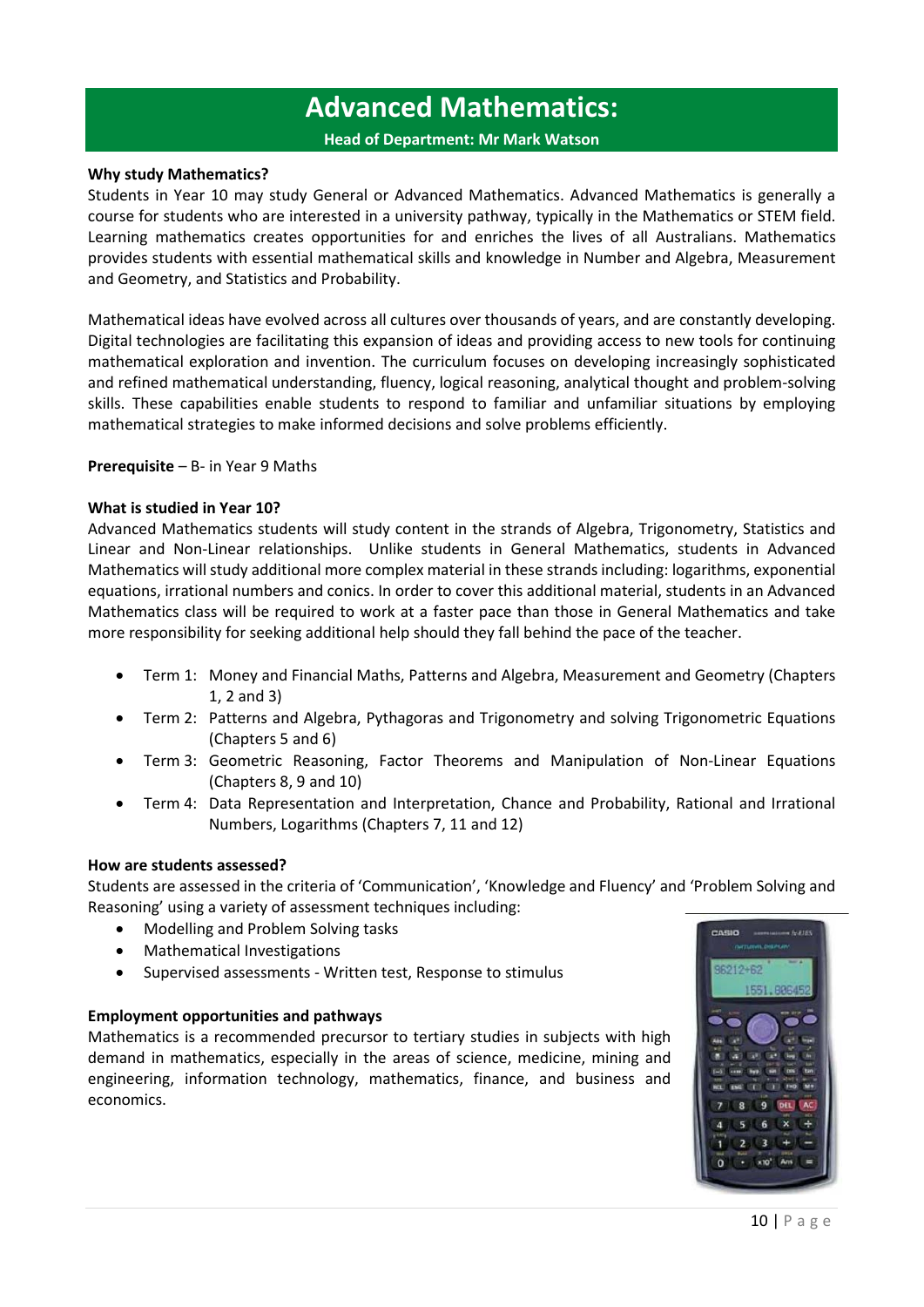# Advanced Mathematics:

**Head of Department: Mr Mark Watson**

**Why study Mathematics?**

Students in Year 10 may study General or Advanced Mathematics. Advanced Mathematics is generally a course for students who are interested in a university pathway, typically in the Mathematics or STEM field. Learning mathematics creates opportunities for and enriches the lives of all Australians. Mathematics provides students with essential mathematical skills and knowledge in Number and Algebra, Measurement and Geometry, and Statistics and Probability.

Mathematical ideas have evolved across all cultures over thousands of years, and are constantly developing. Digital technologies are facilitating this expansion of ideas and providing access to new tools for continuing mathematical exploration and invention. The curriculum focuses on developing increasingly sophisticated and refined mathematical understanding, fluency, logical reasoning, analytical thought and problem-solving skills. These capabilities enable students to respond to familiar and unfamiliar situations by employing mathematical strategies to make informed decisions and solve problems efficiently.

**Prerequisite** – B- in Year 9 Maths

**What is studied in Year 10?**

Advanced Mathematics students will study content in the strands of Algebra, Trigonometry, Statistics and Linear and Non-Linear relationships. Unlike students in General Mathematics, students in Advanced Mathematics will study additional more complex material in these strands including: logarithms, exponential equations, irrational numbers and conics. In order to cover this additional material, students in an Advanced Mathematics class will be required to work at a faster pace than those in General Mathematics and take more responsibility for seeking additional help should they fall behind the pace of the teacher.

- Term 1: Money and Financial Maths, Patterns and Algebra, Measurement and Geometry (Chapters 1, 2 and 3)
- Term 2: Patterns and Algebra, Pythagoras and Trigonometry and solving Trigonometric Equations (Chapters 5 and 6)
- Term 3: Geometric Reasoning, Factor Theorems and Manipulation of Non-Linear Equations (Chapters 8, 9 and 10)
- Term 4: Data Representation and Interpretation, Chance and Probability, Rational and Irrational Numbers, Logarithms (Chapters 7, 11 and 12)

**How are students assessed?**

Students are assessed in the criteria of 'Communication', 'Knowledge and Fluency' and 'Problem Solving and Reasoning' using a variety of assessment techniques including:

- Modelling and Problem Solving tasks
- Mathematical Investigations
- Supervised assessments - Written test, Response to stimulus

**Employment opportunities and pathways**

Mathematics is a recommended precursor to tertiary studies in subjects with high demand in mathematics, especially in the areas of science, medicine, mining and engineering, information technology, mathematics, finance, and business and economics.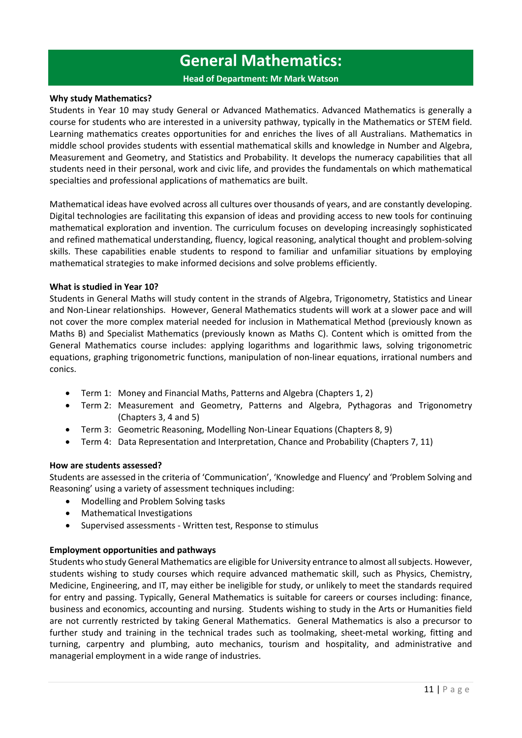# General Mathematics:

**Head of Department: Mr Mark Watson**

**Why study Mathematics?**

Students in Year 10 may study General or Advanced Mathematics. Advanced Mathematics is generally a course for students who are interested in a university pathway, typically in the Mathematics or STEM field. Learning mathematics creates opportunities for and enriches the lives of all Australians. Mathematics in middle school provides students with essential mathematical skills and knowledge in Number and Algebra, Measurement and Geometry, and Statistics and Probability. It develops the numeracy capabilities that all students need in their personal, work and civic life, and provides the fundamentals on which mathematical specialties and professional applications of mathematics are built.

Mathematical ideas have evolved across all cultures over thousands of years, and are constantly developing. Digital technologies are facilitating this expansion of ideas and providing access to new tools for continuing mathematical exploration and invention. The curriculum focuses on developing increasingly sophisticated and refined mathematical understanding, fluency, logical reasoning, analytical thought and problem-solving skills. These capabilities enable students to respond to familiar and unfamiliar situations by employing mathematical strategies to make informed decisions and solve problems efficiently.

**What is studied in Year 10?**

Students in General Maths will study content in the strands of Algebra, Trigonometry, Statistics and Linear and Non-Linear relationships. However, General Mathematics students will work at a slower pace and will not cover the more complex material needed for inclusion in Mathematical Method (previously known as Maths B) and Specialist Mathematics (previously known as Maths C). Content which is omitted from the General Mathematics course includes: applying logarithms and logarithmic laws, solving trigonometric equations, graphing trigonometric functions, manipulation of non-linear equations, irrational numbers and conics.

- Term 1: Money and Financial Maths, Patterns and Algebra (Chapters 1, 2)
- Term 2: Measurement and Geometry, Patterns and Algebra, Pythagoras and Trigonometry (Chapters 3, 4 and 5)
- Term 3: Geometric Reasoning, Modelling Non-Linear Equations (Chapters 8, 9)
- Term 4: Data Representation and Interpretation, Chance and Probability (Chapters 7, 11)

**How are students assessed?**

Students are assessed in the criteria of 'Communication', 'Knowledge and Fluency' and 'Problem Solving and Reasoning' using a variety of assessment techniques including:

- Modelling and Problem Solving tasks
- Mathematical Investigations
- Supervised assessments - Written test, Response to stimulus

**Employment opportunities and pathways**

Students who study General Mathematics are eligible for University entrance to almost all subjects. However, students wishing to study courses which require advanced mathematic skill, such as Physics, Chemistry, Medicine, Engineering, and IT, may either be ineligible for study, or unlikely to meet the standards required for entry and passing. Typically, General Mathematics is suitable for careers or courses including: finance, business and economics, accounting and nursing. Students wishing to study in the Arts or Humanities field are not currently restricted by taking General Mathematics. General Mathematics is also a precursor to further study and training in the technical trades such as toolmaking, sheet-metal working, fitting and turning, carpentry and plumbing, auto mechanics, tourism and hospitality, and administrative and managerial employment in a wide range of industries.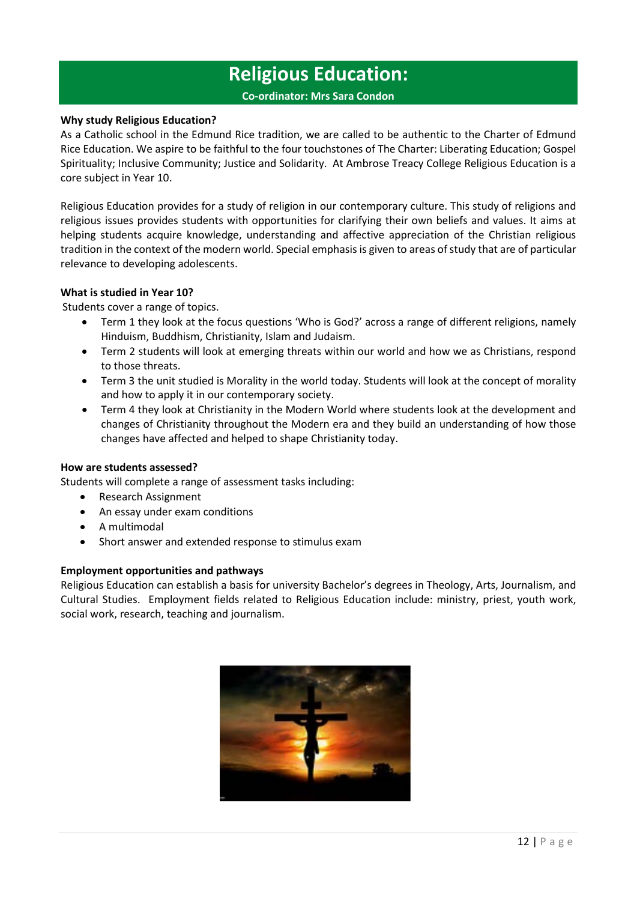# Religious Education:

**Co-ordinator: Mrs Sara Condon**

**Why study Religious Education?**

As a Catholic school in the Edmund Rice tradition, we are called to be authentic to the Charter of Edmund Rice Education. We aspire to be faithful to the four touchstones of The Charter: Liberating Education; Gospel Spirituality; Inclusive Community; Justice and Solidarity. At Ambrose Treacy College Religious Education is a core subject in Year 10.

Religious Education provides for a study of religion in our contemporary culture. This study of religions and religious issues provides students with opportunities for clarifying their own beliefs and values. It aims at helping students acquire knowledge, understanding and affective appreciation of the Christian religious tradition in the context of the modern world. Special emphasis is given to areas of study that are of particular relevance to developing adolescents.

**What is studied in Year 10?**

Students cover a range of topics.

- Term 1 they look at the focus questions 'Who is God?' across a range of different religions, namely Hinduism, Buddhism, Christianity, Islam and Judaism.
- Term 2 students will look at emerging threats within our world and how we as Christians, respond to those threats.
- Term 3 the unit studied is Morality in the world today. Students will look at the concept of morality and how to apply it in our contemporary society.
- Term 4 they look at Christianity in the Modern World where students look at the development and changes of Christianity throughout the Modern era and they build an understanding of how those changes have affected and helped to shape Christianity today.

**How are students assessed?**

Students will complete a range of assessment tasks including:

- Research Assignment
- An essay under exam conditions
- A multimodal
- Short answer and extended response to stimulus exam

**Employment opportunities and pathways**

Religious Education can establish a basis for university Bachelor's degrees in Theology, Arts, Journalism, and Cultural Studies. Employment fields related to Religious Education include: ministry, priest, youth work, social work, research, teaching and journalism.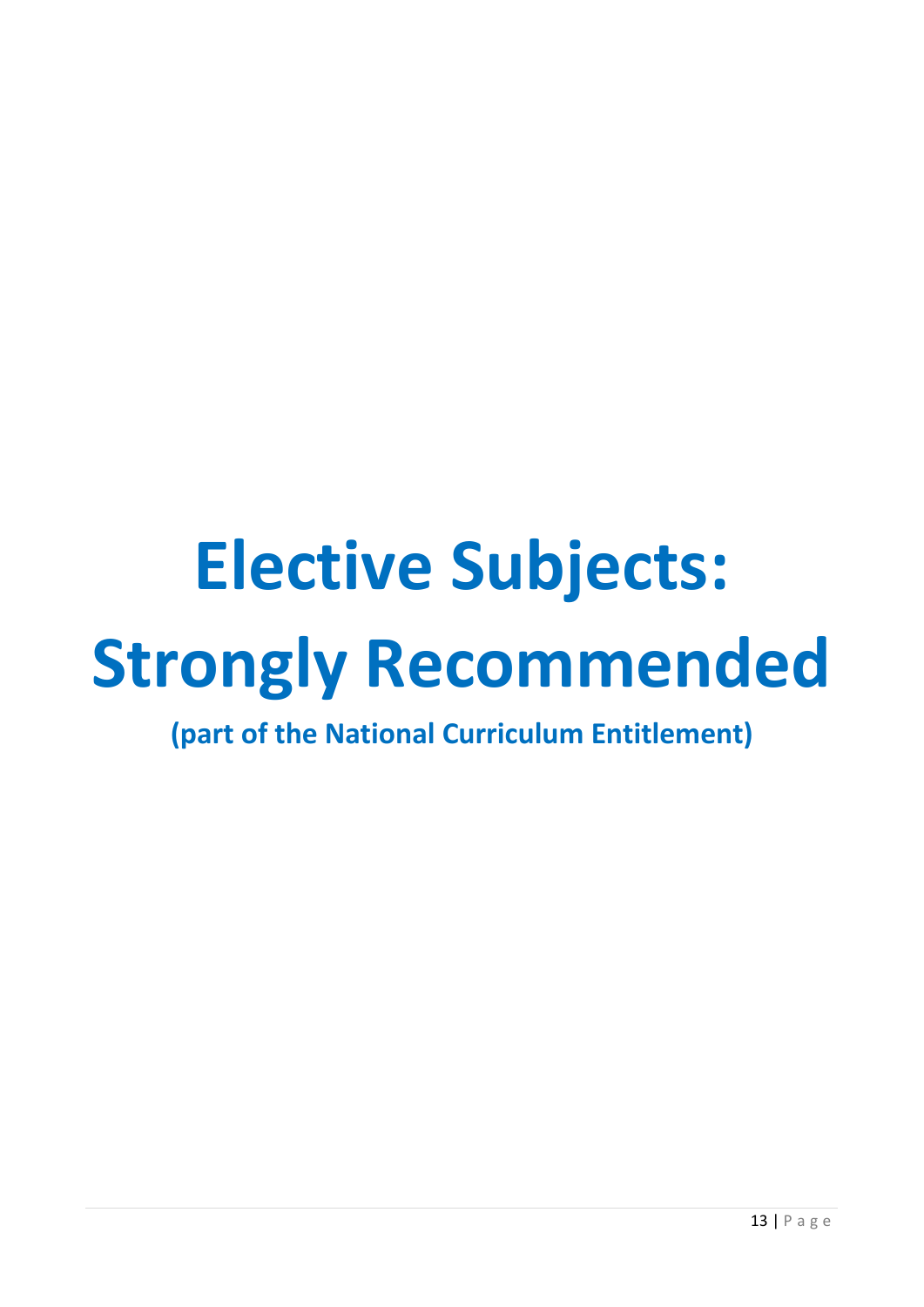# Elective Subjects: Strongly Recommended

**(part of the National Curriculum Entitlement)**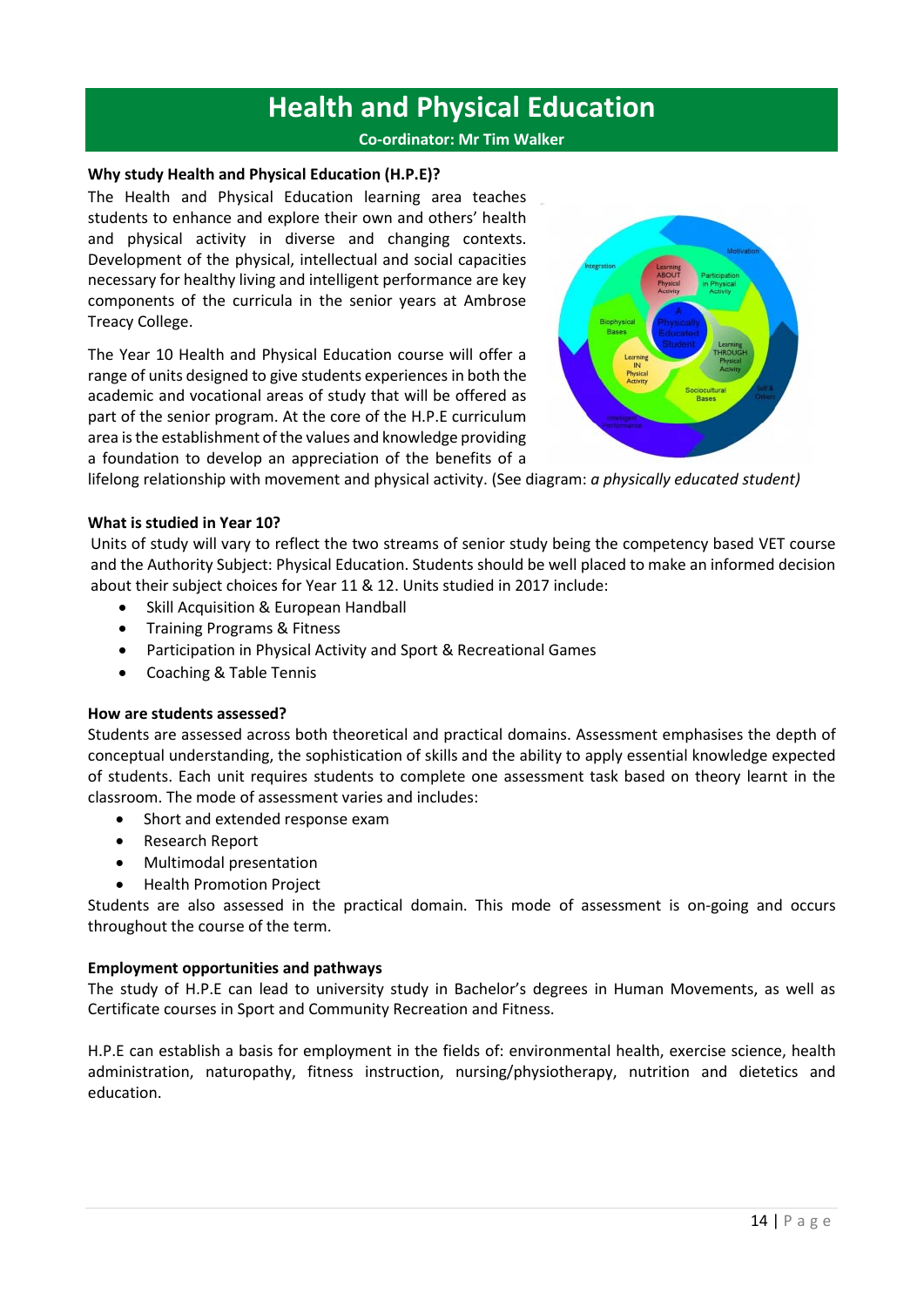# Health and Physical Education

**Co-ordinator: Mr Tim Walker**

**Why study Health and Physical Education (H.P.E)?**

The Health and Physical Education learning area teaches students to enhance and explore their own and others' health and physical activity in diverse and changing contexts. Development of the physical, intellectual and social capacities necessary for healthy living and intelligent performance are key components of the curricula in the senior years at Ambrose Treacy College.

The Year 10 Health and Physical Education course will offer a range of units designed to give students experiences in both the academic and vocational areas of study that will be offered as part of the senior program. At the core of the H.P.E curriculum area is the establishment of the values and knowledge providing a foundation to develop an appreciation of the benefits of a lifelong relationship with movement and physical activity. (See diagram: *a physically educated student)*

**What is studied in Year 10?**

Units of study will vary to reflect the two streams of senior study being the competency based VET course and the Authority Subject: Physical Education. Students should be well placed to make an informed decision about their subject choices for Year 11 & 12. Units studied in 2017 include:

- Skill Acquisition & European Handball
- Training Programs & Fitness
- Participation in Physical Activity and Sport & Recreational Games
- Coaching & Table Tennis

**How are students assessed?**

Students are assessed across both theoretical and practical domains. Assessment emphasises the depth of conceptual understanding, the sophistication of skills and the ability to apply essential knowledge expected of students. Each unit requires students to complete one assessment task based on theory learnt in the classroom. The mode of assessment varies and includes:

- Short and extended response exam
- Research Report
- Multimodal presentation
- Health Promotion Project

Students are also assessed in the practical domain. This mode of assessment is on-going and occurs throughout the course of the term.

**Employment opportunities and pathways**

The study of H.P.E can lead to university study in Bachelor's degrees in Human Movements, as well as Certificate courses in Sport and Community Recreation and Fitness.

H.P.E can establish a basis for employment in the fields of: environmental health, exercise science, health administration, naturopathy, fitness instruction, nursing/physiotherapy, nutrition and dietetics and education.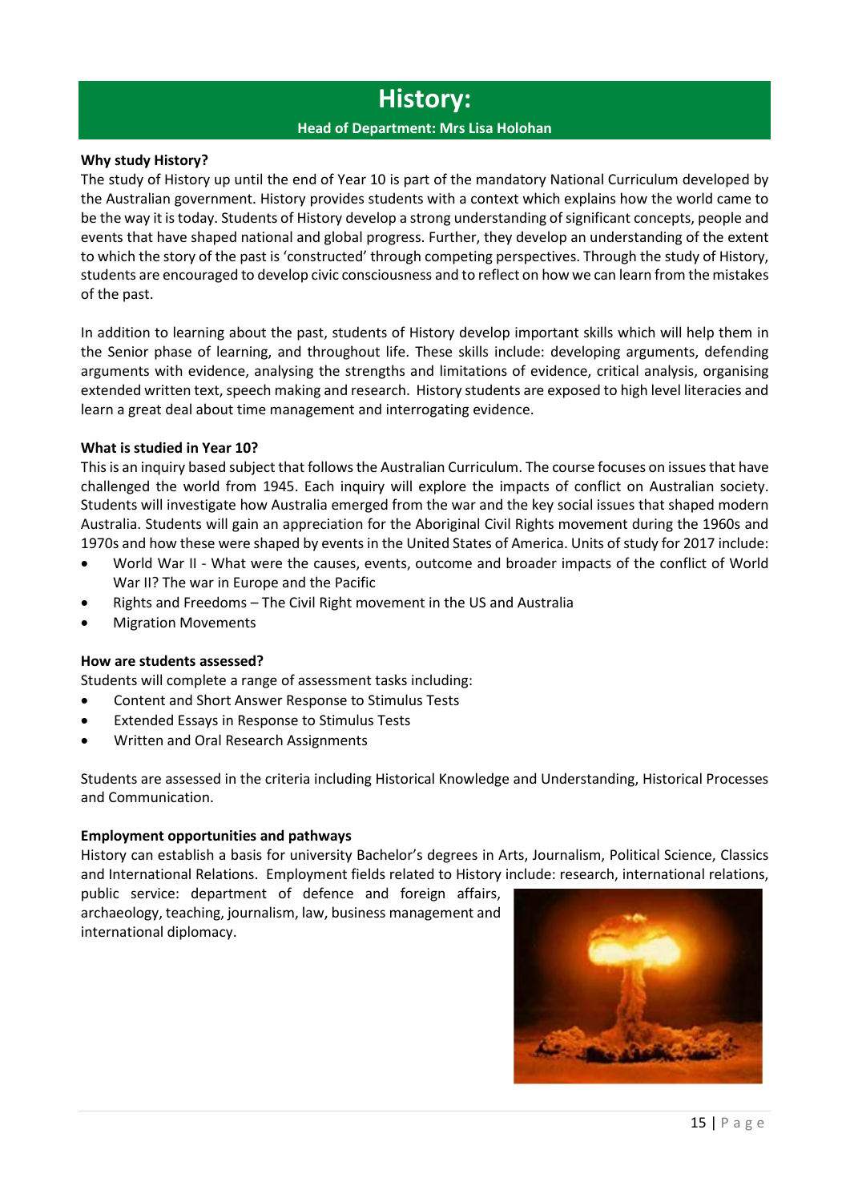# History:

**Head of Department: Mrs Lisa Holohan**

**Why study History?**

The study of History up until the end of Year 10 is part of the mandatory National Curriculum developed by the Australian government. History provides students with a context which explains how the world came to be the way it is today. Students of History develop a strong understanding of significant concepts, people and events that have shaped national and global progress. Further, they develop an understanding of the extent to which the story of the past is 'constructed' through competing perspectives. Through the study of History, students are encouraged to develop civic consciousness and to reflect on how we can learn from the mistakes of the past.

In addition to learning about the past, students of History develop important skills which will help them in the Senior phase of learning, and throughout life. These skills include: developing arguments, defending arguments with evidence, analysing the strengths and limitations of evidence, critical analysis, organising extended written text, speech making and research. History students are exposed to high level literacies and learn a great deal about time management and interrogating evidence.

**What is studied in Year 10?**

This is an inquiry based subject that follows the Australian Curriculum. The course focuses on issues that have challenged the world from 1945. Each inquiry will explore the impacts of conflict on Australian society. Students will investigate how Australia emerged from the war and the key social issues that shaped modern Australia. Students will gain an appreciation for the Aboriginal Civil Rights movement during the 1960s and 1970s and how these were shaped by events in the United States of America. Units of study for 2017 include:

- World War II - What were the causes, events, outcome and broader impacts of the conflict of World War II? The war in Europe and the Pacific
- Rights and Freedoms – The Civil Right movement in the US and Australia
- Migration Movements

**How are students assessed?**

Students will complete a range of assessment tasks including:

- Content and Short Answer Response to Stimulus Tests
- Extended Essays in Response to Stimulus Tests
- Written and Oral Research Assignments

Students are assessed in the criteria including Historical Knowledge and Understanding, Historical Processes and Communication.

**Employment opportunities and pathways**

History can establish a basis for university Bachelor's degrees in Arts, Journalism, Political Science, Classics and International Relations. Employment fields related to History include: research, international relations, public service: department of defence and foreign affairs, archaeology, teaching, journalism, law, business management and international diplomacy.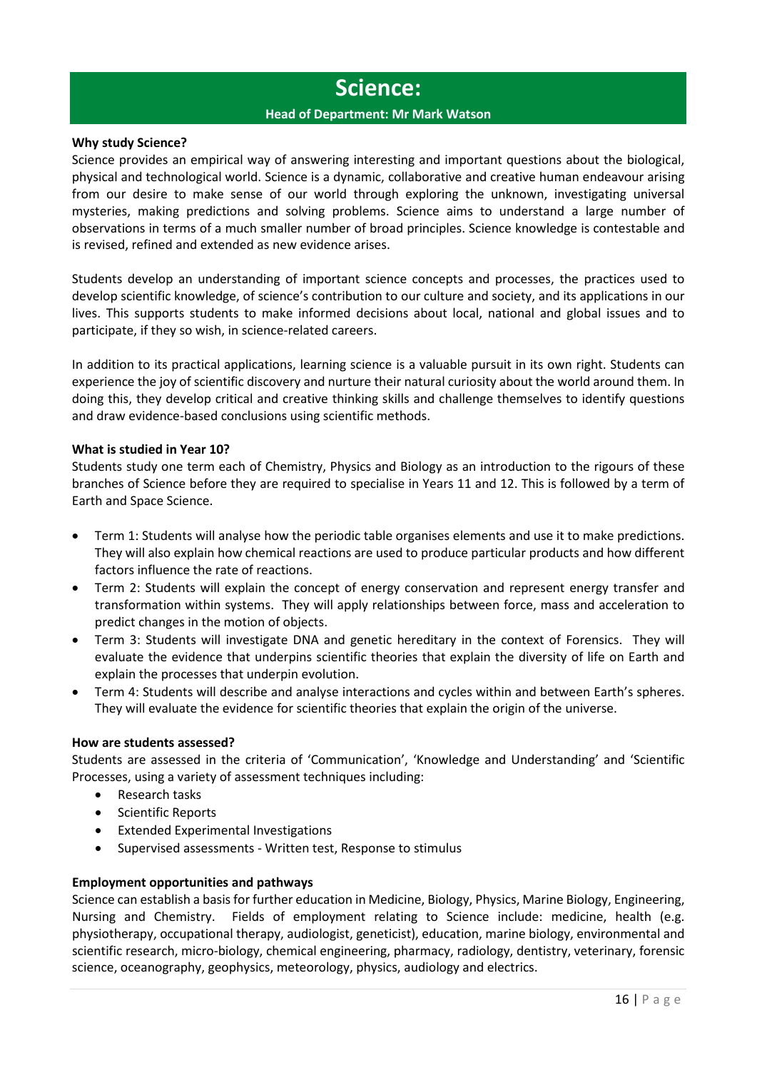# Science:

**Head of Department: Mr Mark Watson**

**Why study Science?**

Science provides an empirical way of answering interesting and important questions about the biological, physical and technological world. Science is a dynamic, collaborative and creative human endeavour arising from our desire to make sense of our world through exploring the unknown, investigating universal mysteries, making predictions and solving problems. Science aims to understand a large number of observations in terms of a much smaller number of broad principles. Science knowledge is contestable and is revised, refined and extended as new evidence arises.

Students develop an understanding of important science concepts and processes, the practices used to develop scientific knowledge, of science's contribution to our culture and society, and its applications in our lives. This supports students to make informed decisions about local, national and global issues and to participate, if they so wish, in science-related careers.

In addition to its practical applications, learning science is a valuable pursuit in its own right. Students can experience the joy of scientific discovery and nurture their natural curiosity about the world around them. In doing this, they develop critical and creative thinking skills and challenge themselves to identify questions and draw evidence-based conclusions using scientific methods.

**What is studied in Year 10?**

Students study one term each of Chemistry, Physics and Biology as an introduction to the rigours of these branches of Science before they are required to specialise in Years 11 and 12. This is followed by a term of Earth and Space Science.

- Term 1: Students will analyse how the periodic table organises elements and use it to make predictions. They will also explain how chemical reactions are used to produce particular products and how different factors influence the rate of reactions.
- Term 2: Students will explain the concept of energy conservation and represent energy transfer and transformation within systems. They will apply relationships between force, mass and acceleration to predict changes in the motion of objects.
- Term 3: Students will investigate DNA and genetic hereditary in the context of Forensics. They will evaluate the evidence that underpins scientific theories that explain the diversity of life on Earth and explain the processes that underpin evolution.
- Term 4: Students will describe and analyse interactions and cycles within and between Earth's spheres. They will evaluate the evidence for scientific theories that explain the origin of the universe.

**How are students assessed?**

Students are assessed in the criteria of 'Communication', 'Knowledge and Understanding' and 'Scientific Processes, using a variety of assessment techniques including:

- Research tasks
- Scientific Reports
- Extended Experimental Investigations
- Supervised assessments - Written test, Response to stimulus

**Employment opportunities and pathways**

Science can establish a basis for further education in Medicine, Biology, Physics, Marine Biology, Engineering, Nursing and Chemistry. Fields of employment relating to Science include: medicine, health (e.g. physiotherapy, occupational therapy, audiologist, geneticist), education, marine biology, environmental and scientific research, micro-biology, chemical engineering, pharmacy, radiology, dentistry, veterinary, forensic science, oceanography, geophysics, meteorology, physics, audiology and electrics.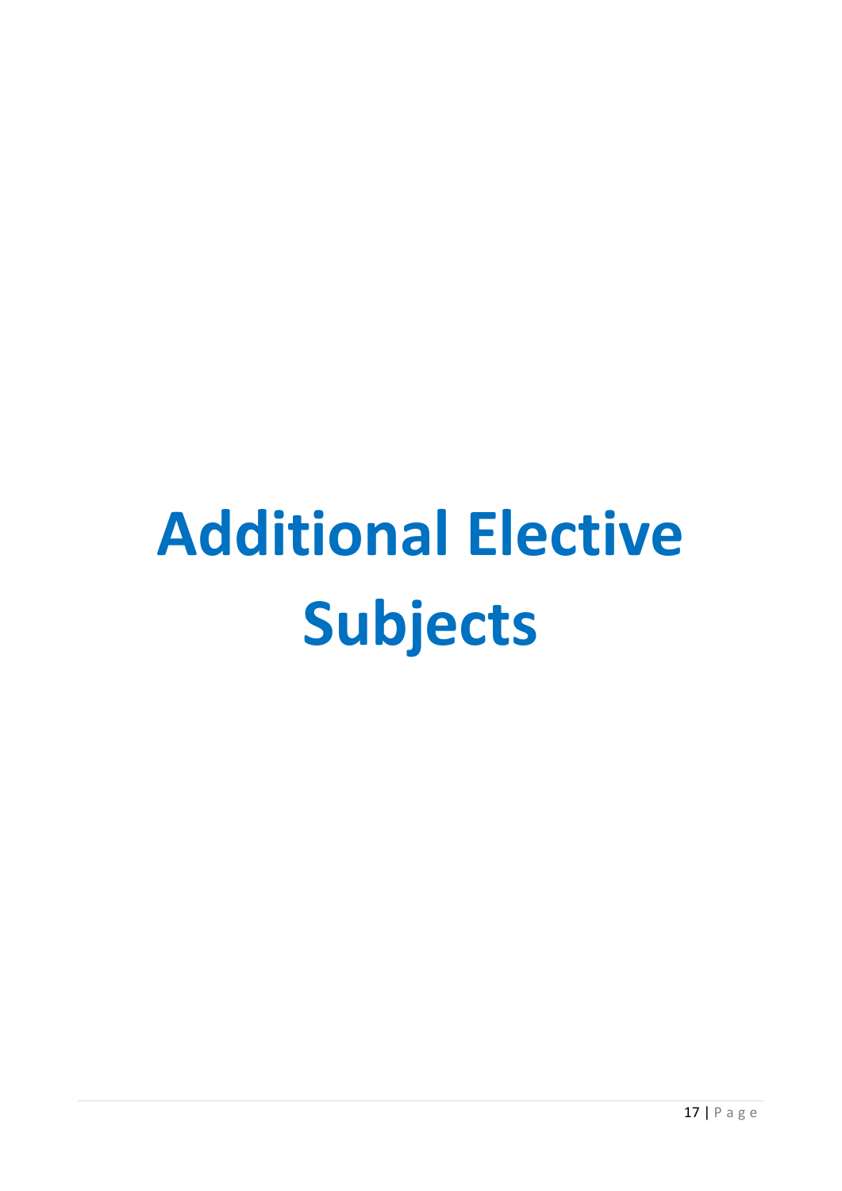# Additional Elective Subjects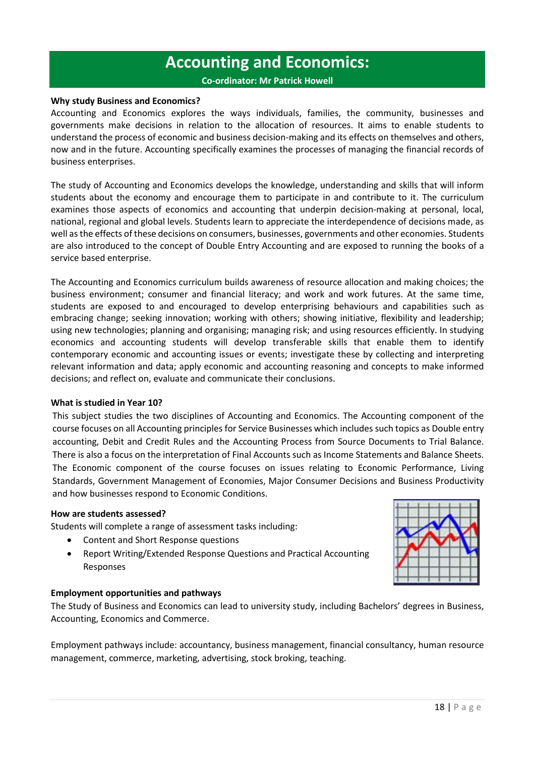# Accounting and Economics:

**Co-ordinator: Mr Patrick Howell**

**Why study Business and Economics?**

Accounting and Economics explores the ways individuals, families, the community, businesses and governments make decisions in relation to the allocation of resources. It aims to enable students to understand the process of economic and business decision-making and its effects on themselves and others, now and in the future. Accounting specifically examines the processes of managing the financial records of business enterprises.

The study of Accounting and Economics develops the knowledge, understanding and skills that will inform students about the economy and encourage them to participate in and contribute to it. The curriculum examines those aspects of economics and accounting that underpin decision-making at personal, local, national, regional and global levels. Students learn to appreciate the interdependence of decisions made, as well as the effects of these decisions on consumers, businesses, governments and other economies. Students are also introduced to the concept of Double Entry Accounting and are exposed to running the books of a service based enterprise.

The Accounting and Economics curriculum builds awareness of resource allocation and making choices; the business environment; consumer and financial literacy; and work and work futures. At the same time, students are exposed to and encouraged to develop enterprising behaviours and capabilities such as embracing change; seeking innovation; working with others; showing initiative, flexibility and leadership; using new technologies; planning and organising; managing risk; and using resources efficiently. In studying economics and accounting students will develop transferable skills that enable them to identify contemporary economic and accounting issues or events; investigate these by collecting and interpreting relevant information and data; apply economic and accounting reasoning and concepts to make informed decisions; and reflect on, evaluate and communicate their conclusions.

**What is studied in Year 10?**

This subject studies the two disciplines of Accounting and Economics. The Accounting component of the course focuses on all Accounting principles for Service Businesses which includes such topics as Double entry accounting, Debit and Credit Rules and the Accounting Process from Source Documents to Trial Balance. There is also a focus on the interpretation of Final Accounts such as Income Statements and Balance Sheets. The Economic component of the course focuses on issues relating to Economic Performance, Living Standards, Government Management of Economies, Major Consumer Decisions and Business Productivity and how businesses respond to Economic Conditions.

**How are students assessed?**

Students will complete a range of assessment tasks including:

- Content and Short Response questions
- Report Writing/Extended Response Questions and Practical Accounting Responses

**Employment opportunities and pathways**

The Study of Business and Economics can lead to university study, including Bachelors' degrees in Business, Accounting, Economics and Commerce.

Employment pathways include: accountancy, business management, financial consultancy, human resource management, commerce, marketing, advertising, stock broking, teaching.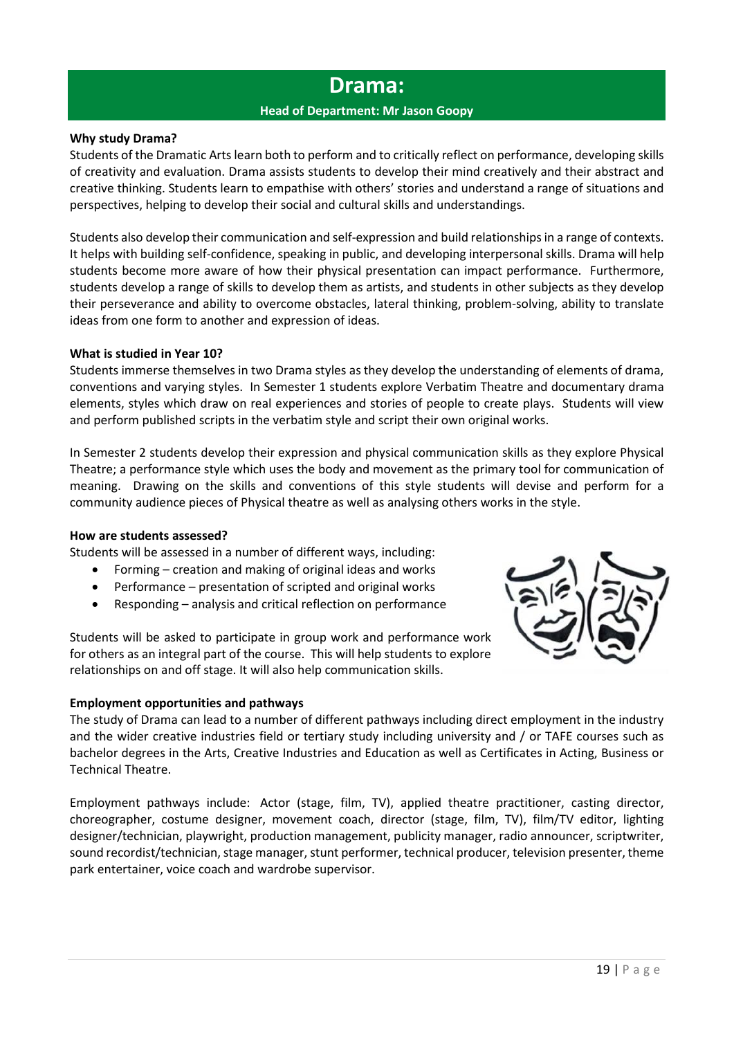# Drama:

**Head of Department: Mr Jason Goopy**

**Why study Drama?**

Students of the Dramatic Arts learn both to perform and to critically reflect on performance, developing skills of creativity and evaluation. Drama assists students to develop their mind creatively and their abstract and creative thinking. Students learn to empathise with others' stories and understand a range of situations and perspectives, helping to develop their social and cultural skills and understandings.

Students also develop their communication and self-expression and build relationships in a range of contexts. It helps with building self-confidence, speaking in public, and developing interpersonal skills. Drama will help students become more aware of how their physical presentation can impact performance. Furthermore, students develop a range of skills to develop them as artists, and students in other subjects as they develop their perseverance and ability to overcome obstacles, lateral thinking, problem-solving, ability to translate ideas from one form to another and expression of ideas.

**What is studied in Year 10?**

Students immerse themselves in two Drama styles as they develop the understanding of elements of drama, conventions and varying styles. In Semester 1 students explore Verbatim Theatre and documentary drama elements, styles which draw on real experiences and stories of people to create plays. Students will view and perform published scripts in the verbatim style and script their own original works.

In Semester 2 students develop their expression and physical communication skills as they explore Physical Theatre; a performance style which uses the body and movement as the primary tool for communication of meaning. Drawing on the skills and conventions of this style students will devise and perform for a community audience pieces of Physical theatre as well as analysing others works in the style.

**How are students assessed?**

Students will be assessed in a number of different ways, including:

- Forming – creation and making of original ideas and works
- Performance – presentation of scripted and original works
- Responding – analysis and critical reflection on performance

Students will be asked to participate in group work and performance work for others as an integral part of the course. This will help students to explore relationships on and off stage. It will also help communication skills.

**Employment opportunities and pathways**

The study of Drama can lead to a number of different pathways including direct employment in the industry and the wider creative industries field or tertiary study including university and / or TAFE courses such as bachelor degrees in the Arts, Creative Industries and Education as well as Certificates in Acting, Business or Technical Theatre.

Employment pathways include: Actor (stage, film, TV), applied theatre practitioner, casting director, choreographer, costume designer, movement coach, director (stage, film, TV), film/TV editor, lighting designer/technician, playwright, production management, publicity manager, radio announcer, scriptwriter, sound recordist/technician, stage manager, stunt performer, technical producer, television presenter, theme park entertainer, voice coach and wardrobe supervisor.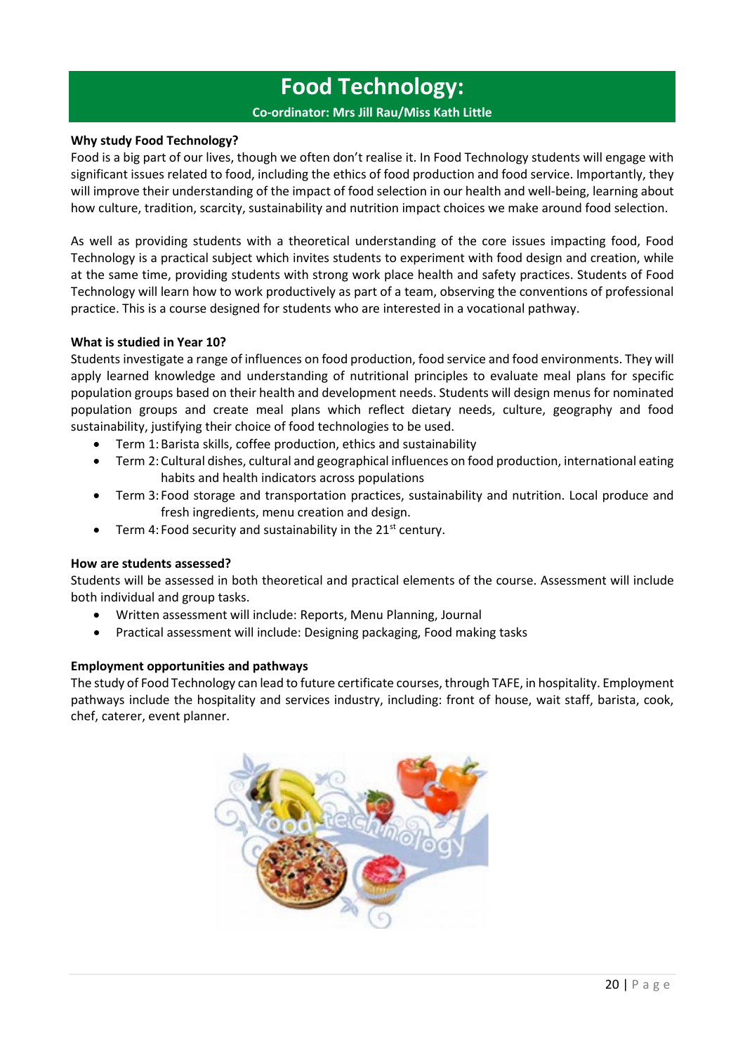# Food Technology:

**Co-ordinator: Mrs Jill Rau/Miss Kath Little**

**Why study Food Technology?**

Food is a big part of our lives, though we often don't realise it. In Food Technology students will engage with significant issues related to food, including the ethics of food production and food service. Importantly, they will improve their understanding of the impact of food selection in our health and well-being, learning about how culture, tradition, scarcity, sustainability and nutrition impact choices we make around food selection.

As well as providing students with a theoretical understanding of the core issues impacting food, Food Technology is a practical subject which invites students to experiment with food design and creation, while at the same time, providing students with strong work place health and safety practices. Students of Food Technology will learn how to work productively as part of a team, observing the conventions of professional practice. This is a course designed for students who are interested in a vocational pathway.

**What is studied in Year 10?**

Students investigate a range of influences on food production, food service and food environments. They will apply learned knowledge and understanding of nutritional principles to evaluate meal plans for specific population groups based on their health and development needs. Students will design menus for nominated population groups and create meal plans which reflect dietary needs, culture, geography and food sustainability, justifying their choice of food technologies to be used.

- Term 1: Barista skills, coffee production, ethics and sustainability
- Term 2: Cultural dishes, cultural and geographical influences on food production, international eating habits and health indicators across populations
- Term 3: Food storage and transportation practices, sustainability and nutrition. Local produce and fresh ingredients, menu creation and design.
- Term 4: Food security and sustainability in the 21st century.

**How are students assessed?**

Students will be assessed in both theoretical and practical elements of the course. Assessment will include both individual and group tasks.

- Written assessment will include: Reports, Menu Planning, Journal
- Practical assessment will include: Designing packaging, Food making tasks

**Employment opportunities and pathways**

The study of Food Technology can lead to future certificate courses, through TAFE, in hospitality. Employment pathways include the hospitality and services industry, including: front of house, wait staff, barista, cook, chef, caterer, event planner.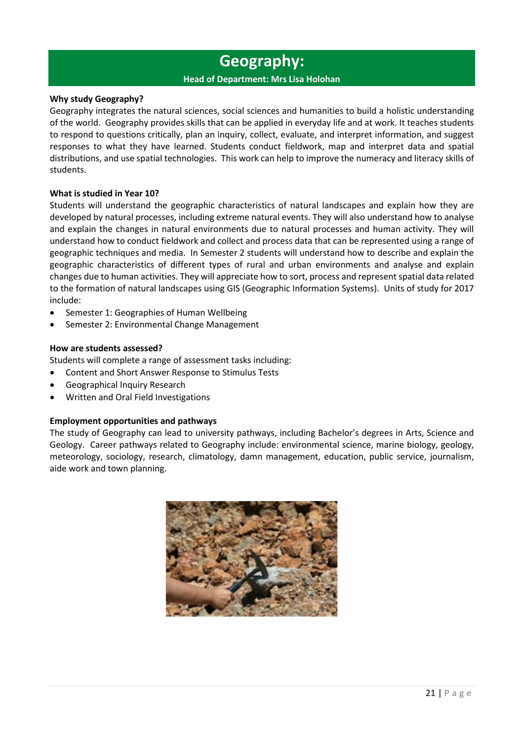# Geography:

**Head of Department: Mrs Lisa Holohan**

**Why study Geography?**

Geography integrates the natural sciences, social sciences and humanities to build a holistic understanding of the world. Geography provides skills that can be applied in everyday life and at work. It teaches students to respond to questions critically, plan an inquiry, collect, evaluate, and interpret information, and suggest responses to what they have learned. Students conduct fieldwork, map and interpret data and spatial distributions, and use spatial technologies. This work can help to improve the numeracy and literacy skills of students.

**What is studied in Year 10?**

Students will understand the geographic characteristics of natural landscapes and explain how they are developed by natural processes, including extreme natural events. They will also understand how to analyse and explain the changes in natural environments due to natural processes and human activity. They will understand how to conduct fieldwork and collect and process data that can be represented using a range of geographic techniques and media. In Semester 2 students will understand how to describe and explain the geographic characteristics of different types of rural and urban environments and analyse and explain changes due to human activities. They will appreciate how to sort, process and represent spatial data related to the formation of natural landscapes using GIS (Geographic Information Systems). Units of study for 2017 include:

- Semester 1: Geographies of Human Wellbeing
- Semester 2: Environmental Change Management

**How are students assessed?**

Students will complete a range of assessment tasks including:

- Content and Short Answer Response to Stimulus Tests
- Geographical Inquiry Research
- Written and Oral Field Investigations

**Employment opportunities and pathways**

The study of Geography can lead to university pathways, including Bachelor's degrees in Arts, Science and Geology. Career pathways related to Geography include: environmental science, marine biology, geology, meteorology, sociology, research, climatology, damn management, education, public service, journalism, aide work and town planning.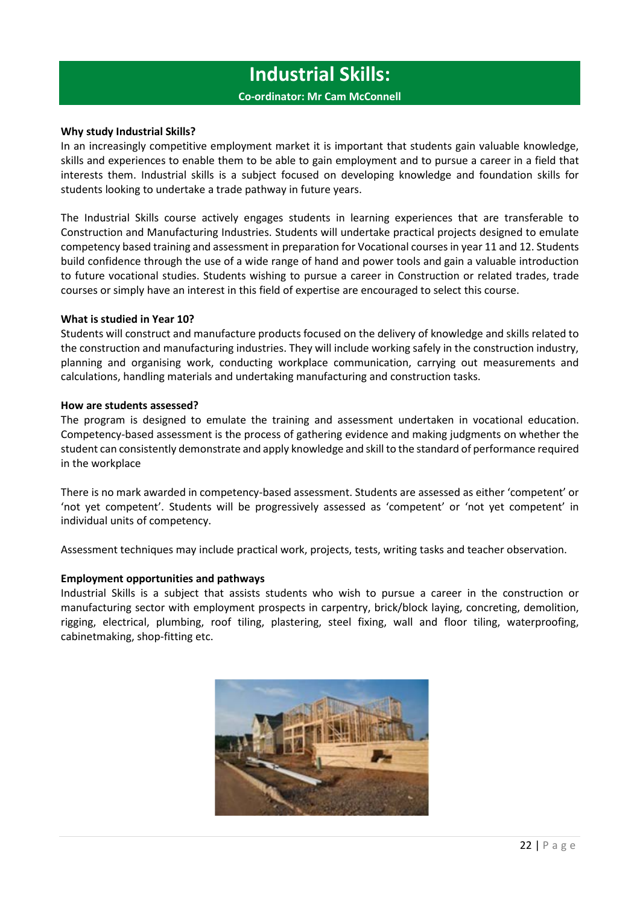# Industrial Skills:

**Co-ordinator: Mr Cam McConnell**

**Why study Industrial Skills?**

In an increasingly competitive employment market it is important that students gain valuable knowledge, skills and experiences to enable them to be able to gain employment and to pursue a career in a field that interests them. Industrial skills is a subject focused on developing knowledge and foundation skills for students looking to undertake a trade pathway in future years.

The Industrial Skills course actively engages students in learning experiences that are transferable to Construction and Manufacturing Industries. Students will undertake practical projects designed to emulate competency based training and assessment in preparation for Vocational courses in year 11 and 12. Students build confidence through the use of a wide range of hand and power tools and gain a valuable introduction to future vocational studies. Students wishing to pursue a career in Construction or related trades, trade courses or simply have an interest in this field of expertise are encouraged to select this course.

**What is studied in Year 10?**

Students will construct and manufacture products focused on the delivery of knowledge and skills related to the construction and manufacturing industries. They will include working safely in the construction industry, planning and organising work, conducting workplace communication, carrying out measurements and calculations, handling materials and undertaking manufacturing and construction tasks.

**How are students assessed?**

The program is designed to emulate the training and assessment undertaken in vocational education. Competency-based assessment is the process of gathering evidence and making judgments on whether the student can consistently demonstrate and apply knowledge and skill to the standard of performance required in the workplace

There is no mark awarded in competency-based assessment. Students are assessed as either 'competent' or 'not yet competent'. Students will be progressively assessed as 'competent' or 'not yet competent' in individual units of competency.

Assessment techniques may include practical work, projects, tests, writing tasks and teacher observation.

**Employment opportunities and pathways**

Industrial Skills is a subject that assists students who wish to pursue a career in the construction or manufacturing sector with employment prospects in carpentry, brick/block laying, concreting, demolition, rigging, electrical, plumbing, roof tiling, plastering, steel fixing, wall and floor tiling, waterproofing, cabinetmaking, shop-fitting etc.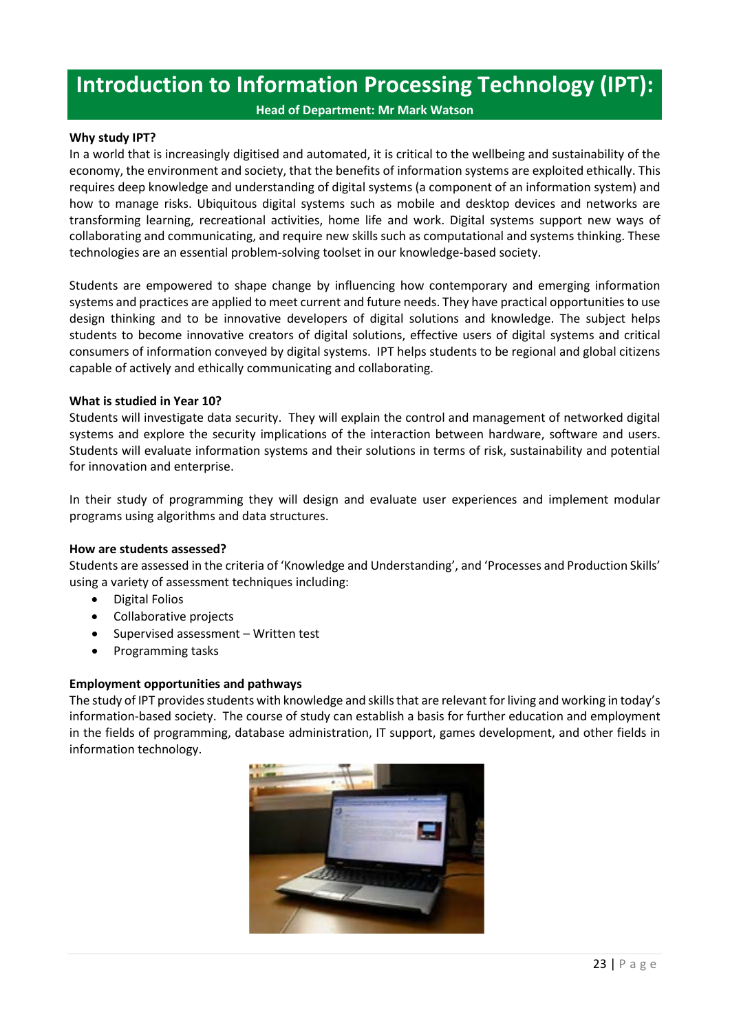# Introduction to Information Processing Technology (IPT):

**Head of Department: Mr Mark Watson**

**Why study IPT?**

In a world that is increasingly digitised and automated, it is critical to the wellbeing and sustainability of the economy, the environment and society, that the benefits of information systems are exploited ethically. This requires deep knowledge and understanding of digital systems (a component of an information system) and how to manage risks. Ubiquitous digital systems such as mobile and desktop devices and networks are transforming learning, recreational activities, home life and work. Digital systems support new ways of collaborating and communicating, and require new skills such as computational and systems thinking. These technologies are an essential problem-solving toolset in our knowledge-based society.

Students are empowered to shape change by influencing how contemporary and emerging information systems and practices are applied to meet current and future needs. They have practical opportunities to use design thinking and to be innovative developers of digital solutions and knowledge. The subject helps students to become innovative creators of digital solutions, effective users of digital systems and critical consumers of information conveyed by digital systems. IPT helps students to be regional and global citizens capable of actively and ethically communicating and collaborating.

**What is studied in Year 10?**

Students will investigate data security. They will explain the control and management of networked digital systems and explore the security implications of the interaction between hardware, software and users. Students will evaluate information systems and their solutions in terms of risk, sustainability and potential for innovation and enterprise.

In their study of programming they will design and evaluate user experiences and implement modular programs using algorithms and data structures.

**How are students assessed?**

Students are assessed in the criteria of 'Knowledge and Understanding', and 'Processes and Production Skills' using a variety of assessment techniques including:

- Digital Folios
- Collaborative projects
- Supervised assessment – Written test
- Programming tasks

**Employment opportunities and pathways**

The study of IPT provides students with knowledge and skills that are relevant for living and working in today's information-based society. The course of study can establish a basis for further education and employment in the fields of programming, database administration, IT support, games development, and other fields in information technology.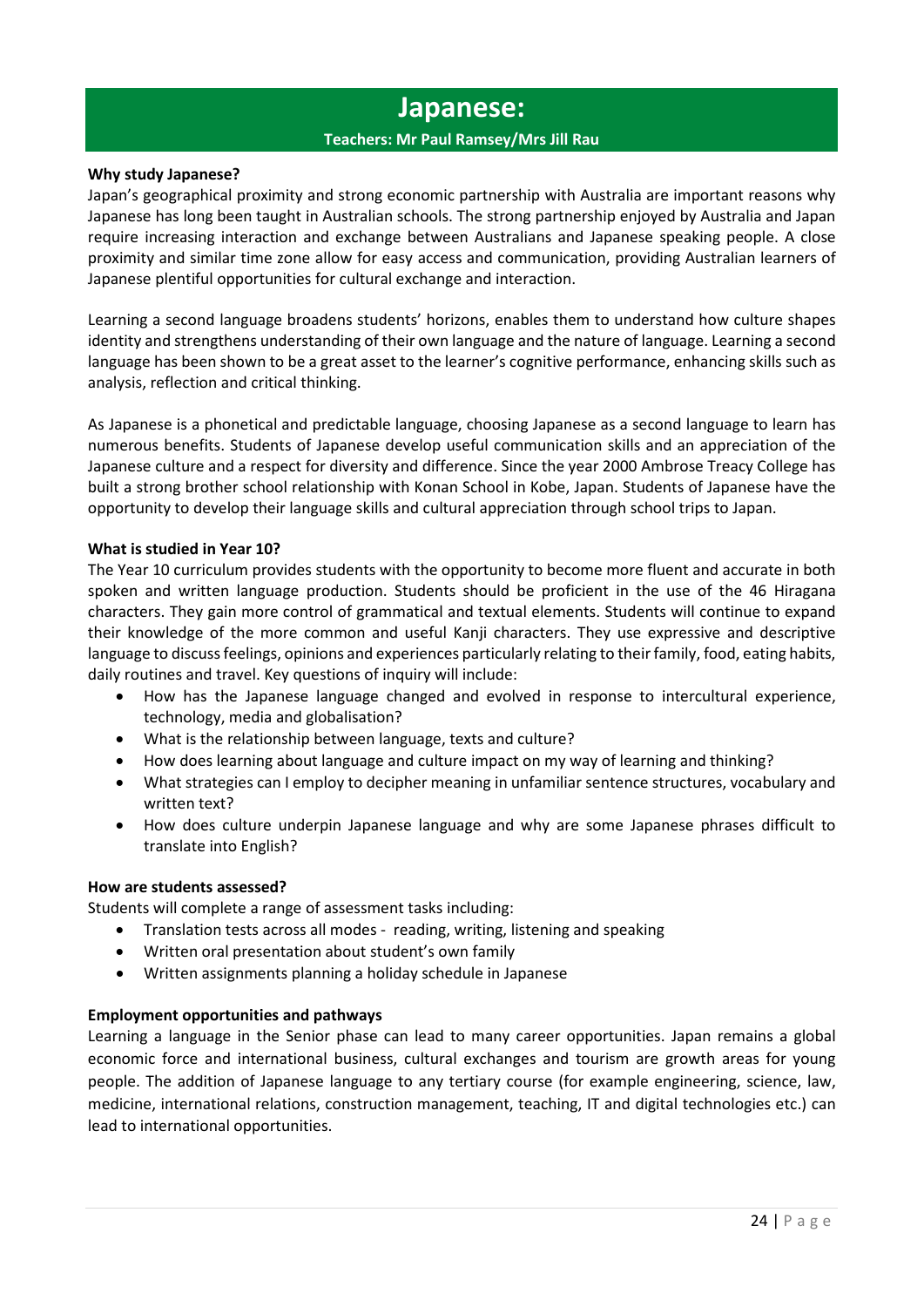# Japanese:

**Teachers: Mr Paul Ramsey/Mrs Jill Rau**

**Why study Japanese?**

Japan's geographical proximity and strong economic partnership with Australia are important reasons why Japanese has long been taught in Australian schools. The strong partnership enjoyed by Australia and Japan require increasing interaction and exchange between Australians and Japanese speaking people. A close proximity and similar time zone allow for easy access and communication, providing Australian learners of Japanese plentiful opportunities for cultural exchange and interaction.

Learning a second language broadens students' horizons, enables them to understand how culture shapes identity and strengthens understanding of their own language and the nature of language. Learning a second language has been shown to be a great asset to the learner's cognitive performance, enhancing skills such as analysis, reflection and critical thinking.

As Japanese is a phonetical and predictable language, choosing Japanese as a second language to learn has numerous benefits. Students of Japanese develop useful communication skills and an appreciation of the Japanese culture and a respect for diversity and difference. Since the year 2000 Ambrose Treacy College has built a strong brother school relationship with Konan School in Kobe, Japan. Students of Japanese have the opportunity to develop their language skills and cultural appreciation through school trips to Japan.

**What is studied in Year 10?**

The Year 10 curriculum provides students with the opportunity to become more fluent and accurate in both spoken and written language production. Students should be proficient in the use of the 46 Hiragana characters. They gain more control of grammatical and textual elements. Students will continue to expand their knowledge of the more common and useful Kanji characters. They use expressive and descriptive language to discuss feelings, opinions and experiences particularly relating to their family, food, eating habits, daily routines and travel. Key questions of inquiry will include:

- How has the Japanese language changed and evolved in response to intercultural experience, technology, media and globalisation?
- What is the relationship between language, texts and culture?
- How does learning about language and culture impact on my way of learning and thinking?
- What strategies can I employ to decipher meaning in unfamiliar sentence structures, vocabulary and written text?
- How does culture underpin Japanese language and why are some Japanese phrases difficult to translate into English?

**How are students assessed?**

Students will complete a range of assessment tasks including:

- Translation tests across all modes - reading, writing, listening and speaking
- Written oral presentation about student's own family
- Written assignments planning a holiday schedule in Japanese

**Employment opportunities and pathways**

Learning a language in the Senior phase can lead to many career opportunities. Japan remains a global economic force and international business, cultural exchanges and tourism are growth areas for young people. The addition of Japanese language to any tertiary course (for example engineering, science, law, medicine, international relations, construction management, teaching, IT and digital technologies etc.) can lead to international opportunities.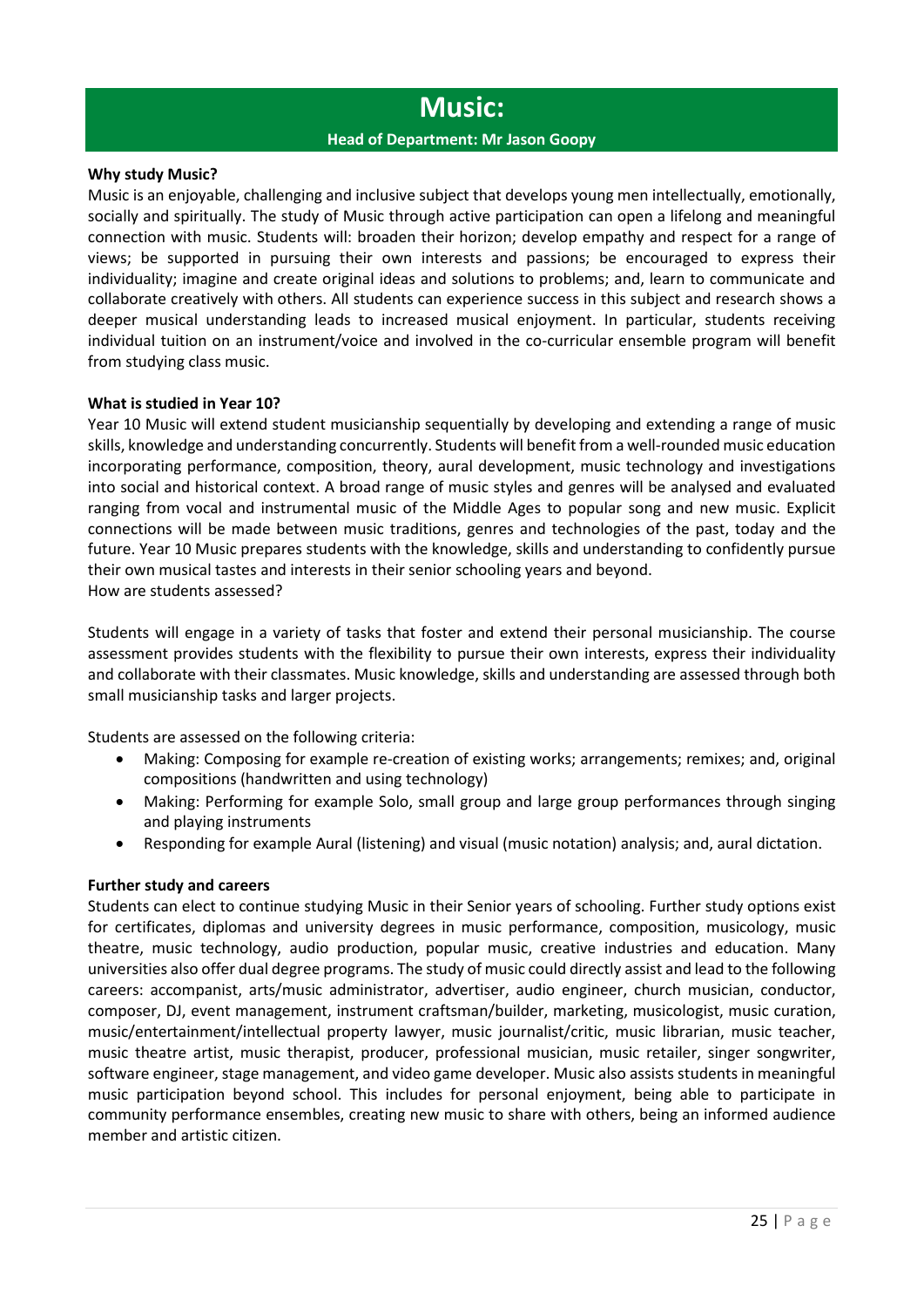# Music:

**Head of Department: Mr Jason Goopy**

**Why study Music?**

Music is an enjoyable, challenging and inclusive subject that develops young men intellectually, emotionally, socially and spiritually. The study of Music through active participation can open a lifelong and meaningful connection with music. Students will: broaden their horizon; develop empathy and respect for a range of views; be supported in pursuing their own interests and passions; be encouraged to express their individuality; imagine and create original ideas and solutions to problems; and, learn to communicate and collaborate creatively with others. All students can experience success in this subject and research shows a deeper musical understanding leads to increased musical enjoyment. In particular, students receiving individual tuition on an instrument/voice and involved in the co-curricular ensemble program will benefit from studying class music.

**What is studied in Year 10?**

Year 10 Music will extend student musicianship sequentially by developing and extending a range of music skills, knowledge and understanding concurrently. Students will benefit from a well-rounded music education incorporating performance, composition, theory, aural development, music technology and investigations into social and historical context. A broad range of music styles and genres will be analysed and evaluated ranging from vocal and instrumental music of the Middle Ages to popular song and new music. Explicit connections will be made between music traditions, genres and technologies of the past, today and the future. Year 10 Music prepares students with the knowledge, skills and understanding to confidently pursue their own musical tastes and interests in their senior schooling years and beyond.
How are students assessed?

Students will engage in a variety of tasks that foster and extend their personal musicianship. The course assessment provides students with the flexibility to pursue their own interests, express their individuality and collaborate with their classmates. Music knowledge, skills and understanding are assessed through both small musicianship tasks and larger projects.

Students are assessed on the following criteria:

- Making: Composing for example re-creation of existing works; arrangements; remixes; and, original compositions (handwritten and using technology)
- Making: Performing for example Solo, small group and large group performances through singing and playing instruments
- Responding for example Aural (listening) and visual (music notation) analysis; and, aural dictation.

**Further study and careers**

Students can elect to continue studying Music in their Senior years of schooling. Further study options exist for certificates, diplomas and university degrees in music performance, composition, musicology, music theatre, music technology, audio production, popular music, creative industries and education. Many universities also offer dual degree programs. The study of music could directly assist and lead to the following careers: accompanist, arts/music administrator, advertiser, audio engineer, church musician, conductor, composer, DJ, event management, instrument craftsman/builder, marketing, musicologist, music curation, music/entertainment/intellectual property lawyer, music journalist/critic, music librarian, music teacher, music theatre artist, music therapist, producer, professional musician, music retailer, singer songwriter, software engineer, stage management, and video game developer. Music also assists students in meaningful music participation beyond school. This includes for personal enjoyment, being able to participate in community performance ensembles, creating new music to share with others, being an informed audience member and artistic citizen.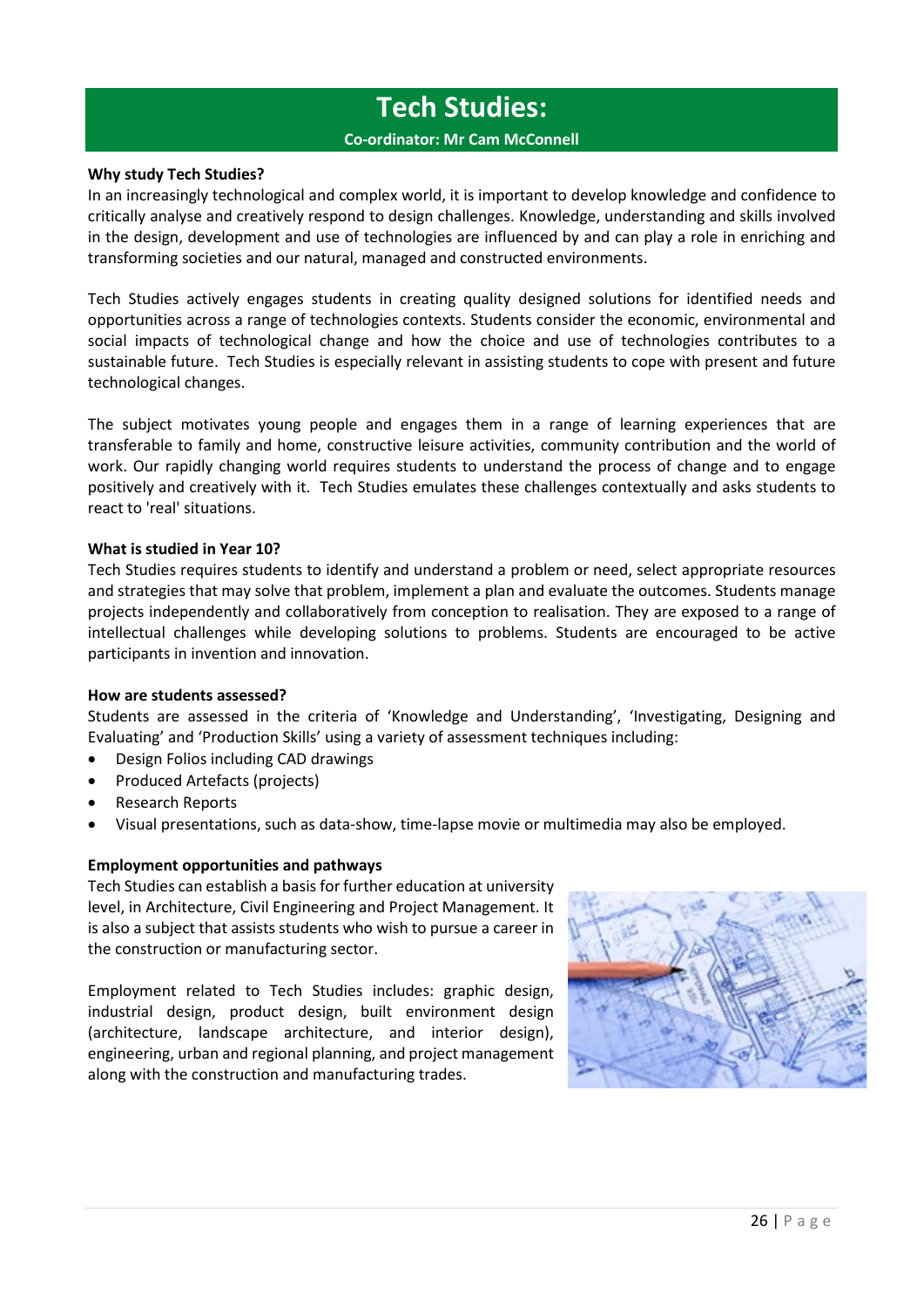# Tech Studies:

**Co-ordinator: Mr Cam McConnell**

**Why study Tech Studies?**

In an increasingly technological and complex world, it is important to develop knowledge and confidence to critically analyse and creatively respond to design challenges. Knowledge, understanding and skills involved in the design, development and use of technologies are influenced by and can play a role in enriching and transforming societies and our natural, managed and constructed environments.

Tech Studies actively engages students in creating quality designed solutions for identified needs and opportunities across a range of technologies contexts. Students consider the economic, environmental and social impacts of technological change and how the choice and use of technologies contributes to a sustainable future. Tech Studies is especially relevant in assisting students to cope with present and future technological changes.

The subject motivates young people and engages them in a range of learning experiences that are transferable to family and home, constructive leisure activities, community contribution and the world of work. Our rapidly changing world requires students to understand the process of change and to engage positively and creatively with it. Tech Studies emulates these challenges contextually and asks students to react to 'real' situations.

**What is studied in Year 10?**

Tech Studies requires students to identify and understand a problem or need, select appropriate resources and strategies that may solve that problem, implement a plan and evaluate the outcomes. Students manage projects independently and collaboratively from conception to realisation. They are exposed to a range of intellectual challenges while developing solutions to problems. Students are encouraged to be active participants in invention and innovation.

**How are students assessed?**

Students are assessed in the criteria of 'Knowledge and Understanding', 'Investigating, Designing and Evaluating' and 'Production Skills' using a variety of assessment techniques including:

- Design Folios including CAD drawings
- Produced Artefacts (projects)
- Research Reports
- Visual presentations, such as data-show, time-lapse movie or multimedia may also be employed.

**Employment opportunities and pathways**

Tech Studies can establish a basis for further education at university level, in Architecture, Civil Engineering and Project Management. It is also a subject that assists students who wish to pursue a career in the construction or manufacturing sector.

Employment related to Tech Studies includes: graphic design, industrial design, product design, built environment design (architecture, landscape architecture, and interior design), engineering, urban and regional planning, and project management along with the construction and manufacturing trades.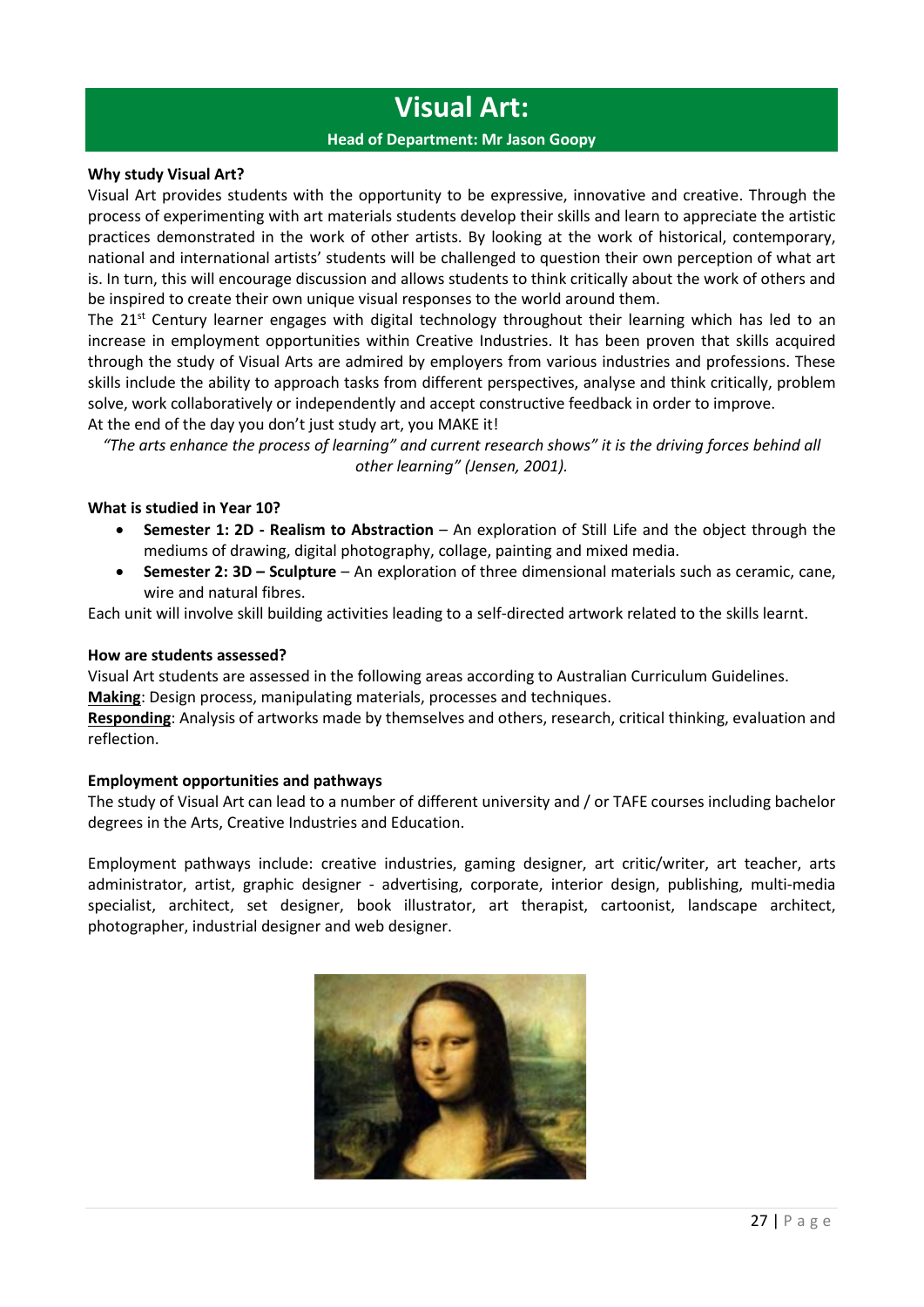# Visual Art:

**Head of Department: Mr Jason Goopy**

**Why study Visual Art?**

Visual Art provides students with the opportunity to be expressive, innovative and creative. Through the process of experimenting with art materials students develop their skills and learn to appreciate the artistic practices demonstrated in the work of other artists. By looking at the work of historical, contemporary, national and international artists' students will be challenged to question their own perception of what art is. In turn, this will encourage discussion and allows students to think critically about the work of others and be inspired to create their own unique visual responses to the world around them.

The 21st Century learner engages with digital technology throughout their learning which has led to an increase in employment opportunities within Creative Industries. It has been proven that skills acquired through the study of Visual Arts are admired by employers from various industries and professions. These skills include the ability to approach tasks from different perspectives, analyse and think critically, problem solve, work collaboratively or independently and accept constructive feedback in order to improve.

At the end of the day you don't just study art, you MAKE it!

*"The arts enhance the process of learning" and current research shows" it is the driving forces behind all other learning" (Jensen, 2001).*

**What is studied in Year 10?**

- **Semester 1: 2D - Realism to Abstraction** – An exploration of Still Life and the object through the mediums of drawing, digital photography, collage, painting and mixed media.
- **Semester 2: 3D – Sculpture** – An exploration of three dimensional materials such as ceramic, cane, wire and natural fibres.

Each unit will involve skill building activities leading to a self-directed artwork related to the skills learnt.

**How are students assessed?**

Visual Art students are assessed in the following areas according to Australian Curriculum Guidelines.

**Making**: Design process, manipulating materials, processes and techniques.

**Responding**: Analysis of artworks made by themselves and others, research, critical thinking, evaluation and reflection.

**Employment opportunities and pathways**

The study of Visual Art can lead to a number of different university and / or TAFE courses including bachelor degrees in the Arts, Creative Industries and Education.

Employment pathways include: creative industries, gaming designer, art critic/writer, art teacher, arts administrator, artist, graphic designer - advertising, corporate, interior design, publishing, multi-media specialist, architect, set designer, book illustrator, art therapist, cartoonist, landscape architect, photographer, industrial designer and web designer.